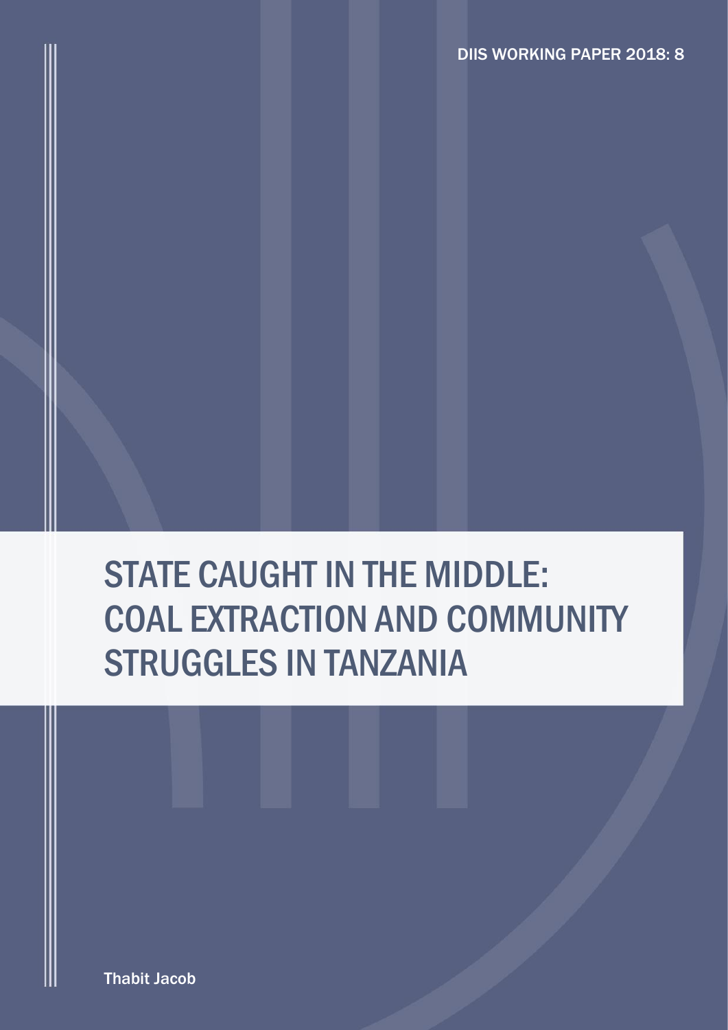DIIS WORKING PAPER 2018: 8

# STATE CAUGHT IN THE MIDDLE: COAL EXTRACTION AND COMMUNITY STRUGGLES IN TANZANIA

Thabit Jacob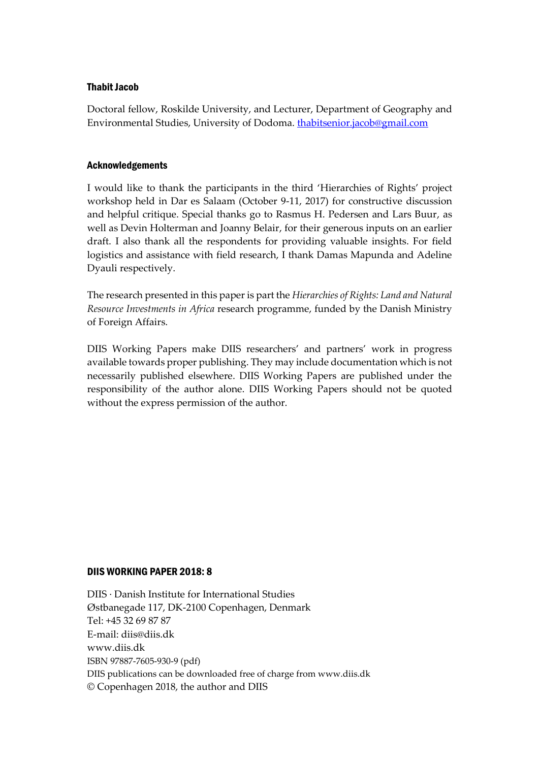#### Thabit Jacob

Doctoral fellow, Roskilde University, and Lecturer, Department of Geography and Environmental Studies, University of Dodoma. thabitsenior.jacob@gmail.com

#### Acknowledgements

I would like to thank the participants in the third 'Hierarchies of Rights' project workshop held in Dar es Salaam (October 9-11, 2017) for constructive discussion and helpful critique. Special thanks go to Rasmus H. Pedersen and Lars Buur, as well as Devin Holterman and Joanny Belair, for their generous inputs on an earlier draft. I also thank all the respondents for providing valuable insights. For field logistics and assistance with field research, I thank Damas Mapunda and Adeline Dyauli respectively.

The research presented in this paper is part the *Hierarchies of Rights: Land and Natural Resource Investments in Africa* research programme, funded by the Danish Ministry of Foreign Affairs.

DIIS Working Papers make DIIS researchers' and partners' work in progress available towards proper publishing. They may include documentation which is not necessarily published elsewhere. DIIS Working Papers are published under the responsibility of the author alone. DIIS Working Papers should not be quoted without the express permission of the author.

#### DIIS WORKING PAPER 2018: 8

DIIS · Danish Institute for International Studies
Østbanegade 117, DK-2100 Copenhagen, Denmark
Tel: +45 32 69 87 87
E-mail: diis@diis.dk
www.diis.dk
ISBN 97887-7605-930-9 (pdf)
DIIS publications can be downloaded free of charge from www.diis.dk
© Copenhagen 2018, the author and DIIS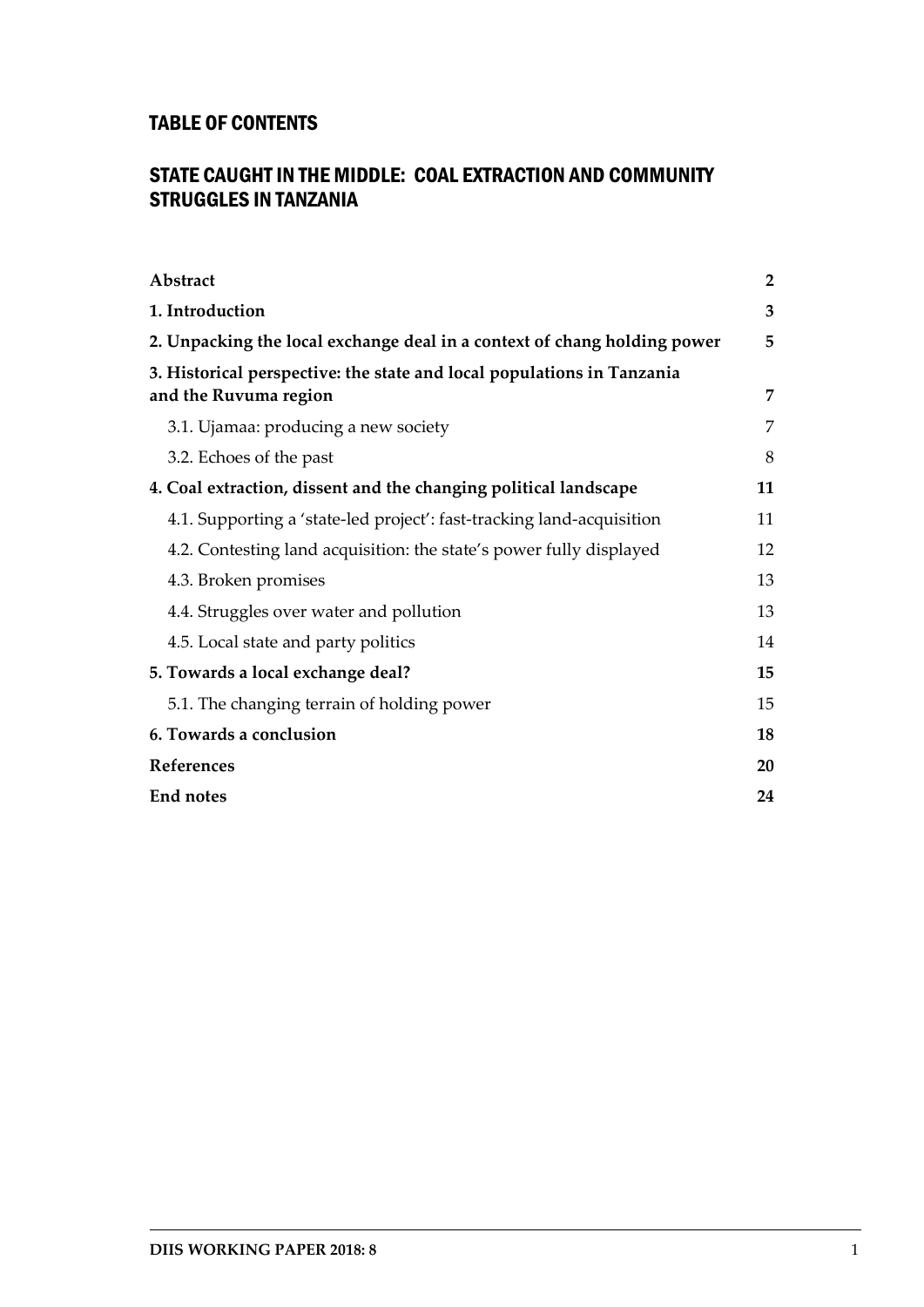## TABLE OF CONTENTS

## STATE CAUGHT IN THE MIDDLE: COAL EXTRACTION AND COMMUNITY STRUGGLES IN TANZANIA

| | |
|---|---|
| **Abstract** | **2** |
| **1. Introduction** | **3** |
| **2. Unpacking the local exchange deal in a context of chang holding power** | **5** |
| **3. Historical perspective: the state and local populations in Tanzania and the Ruvuma region** | **7** |
| 3.1. Ujamaa: producing a new society | 7 |
| 3.2. Echoes of the past | 8 |
| **4. Coal extraction, dissent and the changing political landscape** | **11** |
| 4.1. Supporting a 'state-led project': fast-tracking land-acquisition | 11 |
| 4.2. Contesting land acquisition: the state's power fully displayed | 12 |
| 4.3. Broken promises | 13 |
| 4.4. Struggles over water and pollution | 13 |
| 4.5. Local state and party politics | 14 |
| **5. Towards a local exchange deal?** | **15** |
| 5.1. The changing terrain of holding power | 15 |
| **6. Towards a conclusion** | **18** |
| **References** | **20** |
| **End notes** | **24** |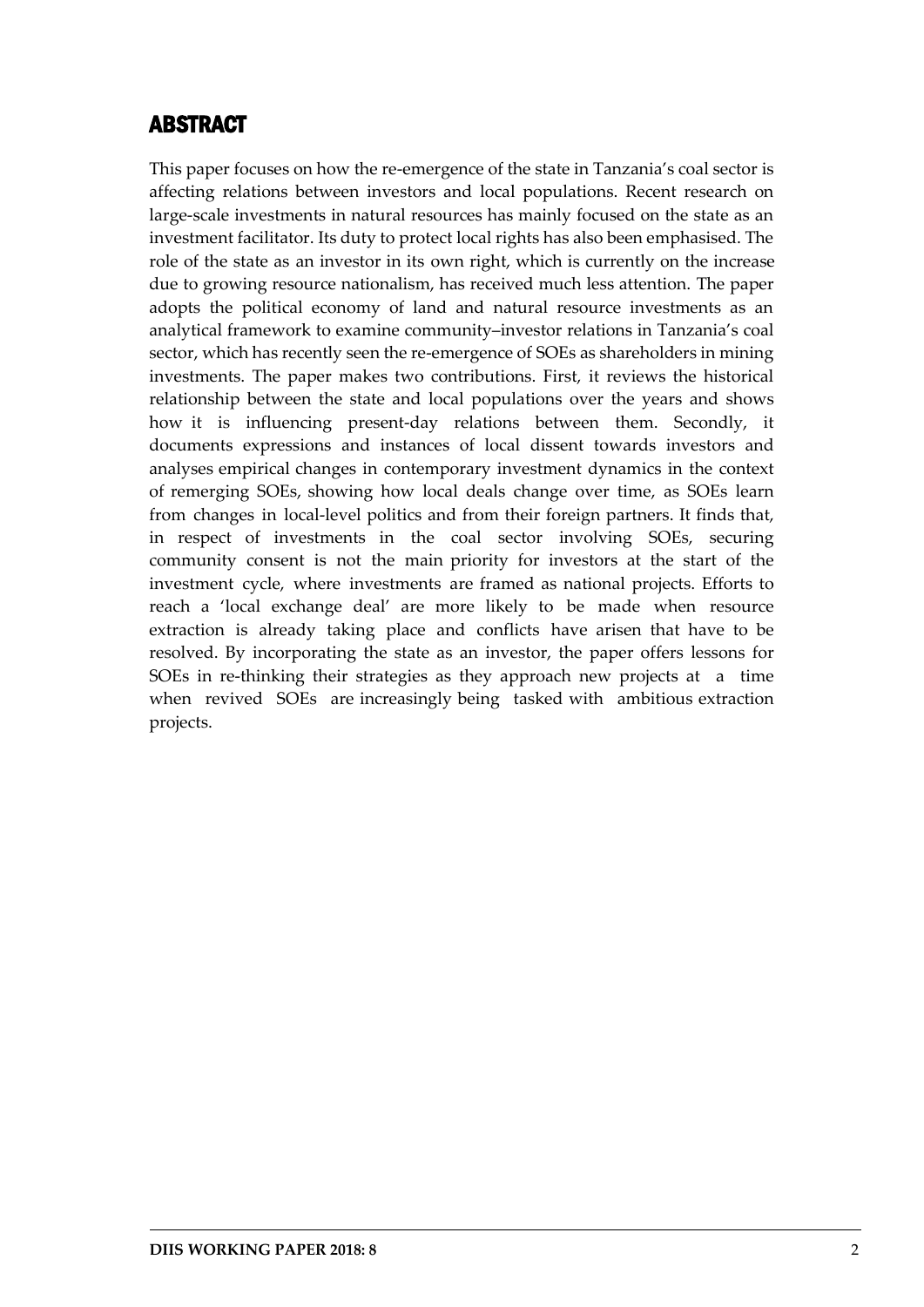## ABSTRACT

This paper focuses on how the re-emergence of the state in Tanzania's coal sector is affecting relations between investors and local populations. Recent research on large-scale investments in natural resources has mainly focused on the state as an investment facilitator. Its duty to protect local rights has also been emphasised. The role of the state as an investor in its own right, which is currently on the increase due to growing resource nationalism, has received much less attention. The paper adopts the political economy of land and natural resource investments as an analytical framework to examine community–investor relations in Tanzania's coal sector, which has recently seen the re-emergence of SOEs as shareholders in mining investments. The paper makes two contributions. First, it reviews the historical relationship between the state and local populations over the years and shows how it is influencing present-day relations between them. Secondly, it documents expressions and instances of local dissent towards investors and analyses empirical changes in contemporary investment dynamics in the context of remerging SOEs, showing how local deals change over time, as SOEs learn from changes in local-level politics and from their foreign partners. It finds that, in respect of investments in the coal sector involving SOEs, securing community consent is not the main priority for investors at the start of the investment cycle, where investments are framed as national projects. Efforts to reach a 'local exchange deal' are more likely to be made when resource extraction is already taking place and conflicts have arisen that have to be resolved. By incorporating the state as an investor, the paper offers lessons for SOEs in re-thinking their strategies as they approach new projects at a time when revived SOEs are increasingly being tasked with ambitious extraction projects.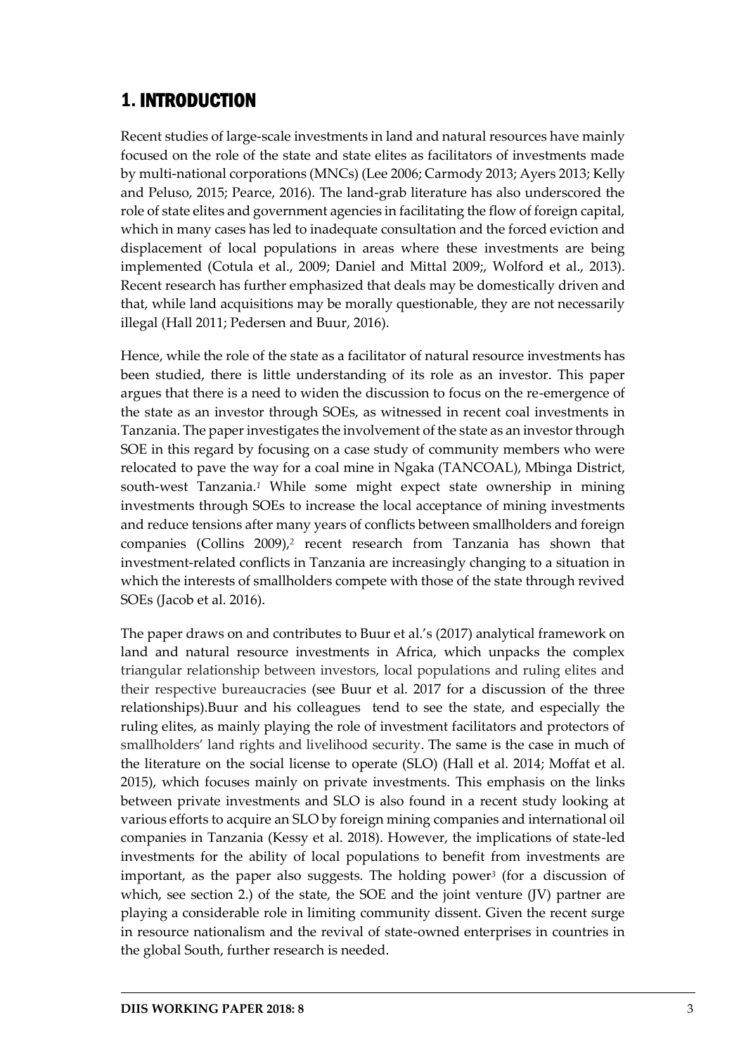# 1. INTRODUCTION

Recent studies of large-scale investments in land and natural resources have mainly focused on the role of the state and state elites as facilitators of investments made by multi-national corporations (MNCs) (Lee 2006; Carmody 2013; Ayers 2013; Kelly and Peluso, 2015; Pearce, 2016). The land-grab literature has also underscored the role of state elites and government agencies in facilitating the flow of foreign capital, which in many cases has led to inadequate consultation and the forced eviction and displacement of local populations in areas where these investments are being implemented (Cotula et al., 2009; Daniel and Mittal 2009;, Wolford et al., 2013). Recent research has further emphasized that deals may be domestically driven and that, while land acquisitions may be morally questionable, they are not necessarily illegal (Hall 2011; Pedersen and Buur, 2016).

Hence, while the role of the state as a facilitator of natural resource investments has been studied, there is little understanding of its role as an investor. This paper argues that there is a need to widen the discussion to focus on the re-emergence of the state as an investor through SOEs, as witnessed in recent coal investments in Tanzania. The paper investigates the involvement of the state as an investor through SOE in this regard by focusing on a case study of community members who were relocated to pave the way for a coal mine in Ngaka (TANCOAL), Mbinga District, south-west Tanzania.[1] While some might expect state ownership in mining investments through SOEs to increase the local acceptance of mining investments and reduce tensions after many years of conflicts between smallholders and foreign companies (Collins 2009),[2] recent research from Tanzania has shown that investment-related conflicts in Tanzania are increasingly changing to a situation in which the interests of smallholders compete with those of the state through revived SOEs (Jacob et al. 2016).

The paper draws on and contributes to Buur et al.'s (2017) analytical framework on land and natural resource investments in Africa, which unpacks the complex triangular relationship between investors, local populations and ruling elites and their respective bureaucracies (see Buur et al. 2017 for a discussion of the three relationships).Buur and his colleagues tend to see the state, and especially the ruling elites, as mainly playing the role of investment facilitators and protectors of smallholders' land rights and livelihood security. The same is the case in much of the literature on the social license to operate (SLO) (Hall et al. 2014; Moffat et al. 2015), which focuses mainly on private investments. This emphasis on the links between private investments and SLO is also found in a recent study looking at various efforts to acquire an SLO by foreign mining companies and international oil companies in Tanzania (Kessy et al. 2018). However, the implications of state-led investments for the ability of local populations to benefit from investments are important, as the paper also suggests. The holding power[3] (for a discussion of which, see section 2.) of the state, the SOE and the joint venture (JV) partner are playing a considerable role in limiting community dissent. Given the recent surge in resource nationalism and the revival of state-owned enterprises in countries in the global South, further research is needed.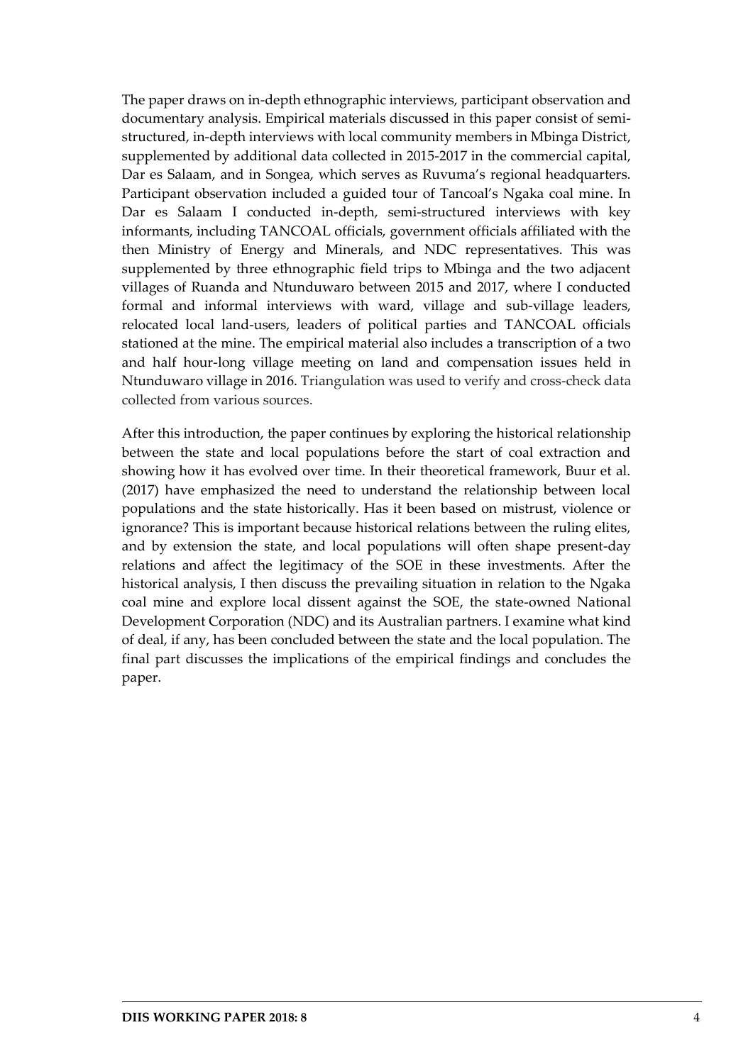The paper draws on in-depth ethnographic interviews, participant observation and documentary analysis. Empirical materials discussed in this paper consist of semi-structured, in-depth interviews with local community members in Mbinga District, supplemented by additional data collected in 2015-2017 in the commercial capital, Dar es Salaam, and in Songea, which serves as Ruvuma's regional headquarters. Participant observation included a guided tour of Tancoal's Ngaka coal mine. In Dar es Salaam I conducted in-depth, semi-structured interviews with key informants, including TANCOAL officials, government officials affiliated with the then Ministry of Energy and Minerals, and NDC representatives. This was supplemented by three ethnographic field trips to Mbinga and the two adjacent villages of Ruanda and Ntunduwaro between 2015 and 2017, where I conducted formal and informal interviews with ward, village and sub-village leaders, relocated local land-users, leaders of political parties and TANCOAL officials stationed at the mine. The empirical material also includes a transcription of a two and half hour-long village meeting on land and compensation issues held in Ntunduwaro village in 2016. Triangulation was used to verify and cross-check data collected from various sources.

After this introduction, the paper continues by exploring the historical relationship between the state and local populations before the start of coal extraction and showing how it has evolved over time. In their theoretical framework, Buur et al. (2017) have emphasized the need to understand the relationship between local populations and the state historically. Has it been based on mistrust, violence or ignorance? This is important because historical relations between the ruling elites, and by extension the state, and local populations will often shape present-day relations and affect the legitimacy of the SOE in these investments. After the historical analysis, I then discuss the prevailing situation in relation to the Ngaka coal mine and explore local dissent against the SOE, the state-owned National Development Corporation (NDC) and its Australian partners. I examine what kind of deal, if any, has been concluded between the state and the local population. The final part discusses the implications of the empirical findings and concludes the paper.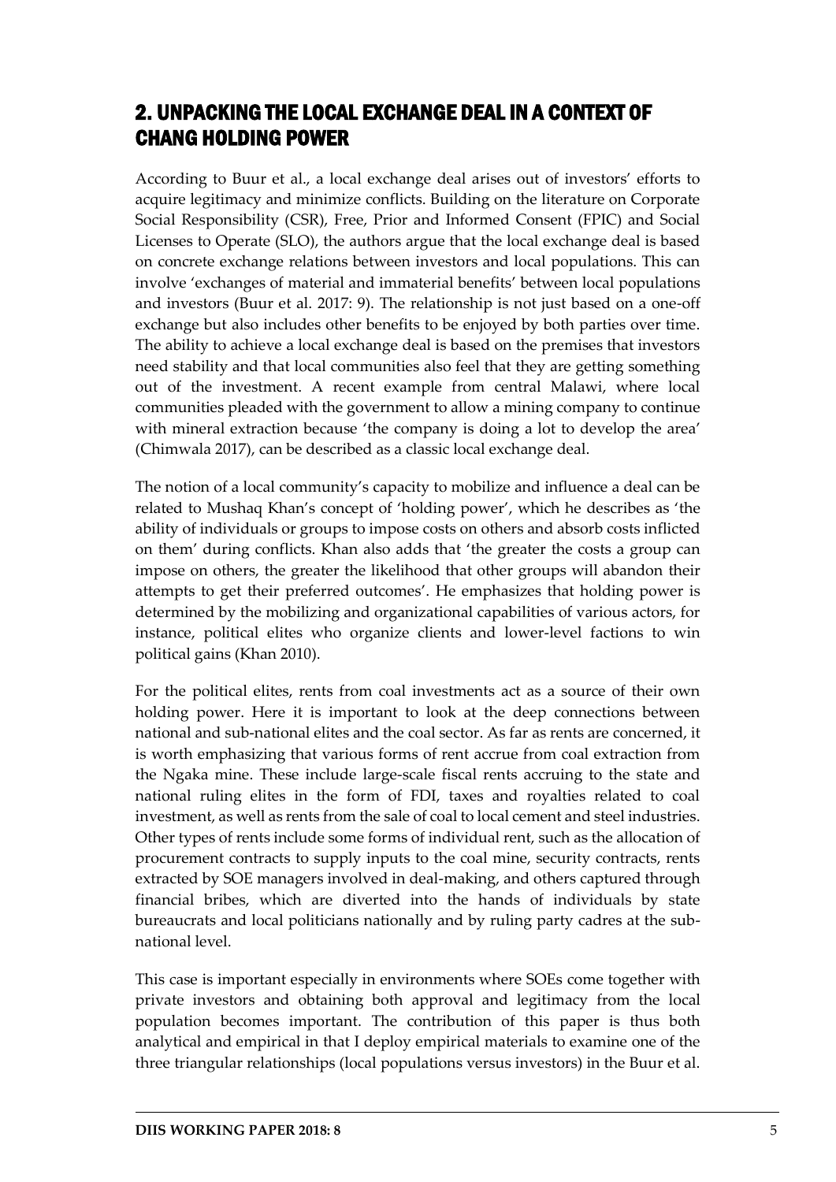## 2. UNPACKING THE LOCAL EXCHANGE DEAL IN A CONTEXT OF CHANG HOLDING POWER

According to Buur et al., a local exchange deal arises out of investors' efforts to acquire legitimacy and minimize conflicts. Building on the literature on Corporate Social Responsibility (CSR), Free, Prior and Informed Consent (FPIC) and Social Licenses to Operate (SLO), the authors argue that the local exchange deal is based on concrete exchange relations between investors and local populations. This can involve 'exchanges of material and immaterial benefits' between local populations and investors (Buur et al. 2017: 9). The relationship is not just based on a one-off exchange but also includes other benefits to be enjoyed by both parties over time. The ability to achieve a local exchange deal is based on the premises that investors need stability and that local communities also feel that they are getting something out of the investment. A recent example from central Malawi, where local communities pleaded with the government to allow a mining company to continue with mineral extraction because 'the company is doing a lot to develop the area' (Chimwala 2017), can be described as a classic local exchange deal.

The notion of a local community's capacity to mobilize and influence a deal can be related to Mushaq Khan's concept of 'holding power', which he describes as 'the ability of individuals or groups to impose costs on others and absorb costs inflicted on them' during conflicts. Khan also adds that 'the greater the costs a group can impose on others, the greater the likelihood that other groups will abandon their attempts to get their preferred outcomes'. He emphasizes that holding power is determined by the mobilizing and organizational capabilities of various actors, for instance, political elites who organize clients and lower-level factions to win political gains (Khan 2010).

For the political elites, rents from coal investments act as a source of their own holding power. Here it is important to look at the deep connections between national and sub-national elites and the coal sector. As far as rents are concerned, it is worth emphasizing that various forms of rent accrue from coal extraction from the Ngaka mine. These include large-scale fiscal rents accruing to the state and national ruling elites in the form of FDI, taxes and royalties related to coal investment, as well as rents from the sale of coal to local cement and steel industries. Other types of rents include some forms of individual rent, such as the allocation of procurement contracts to supply inputs to the coal mine, security contracts, rents extracted by SOE managers involved in deal-making, and others captured through financial bribes, which are diverted into the hands of individuals by state bureaucrats and local politicians nationally and by ruling party cadres at the sub-national level.

This case is important especially in environments where SOEs come together with private investors and obtaining both approval and legitimacy from the local population becomes important. The contribution of this paper is thus both analytical and empirical in that I deploy empirical materials to examine one of the three triangular relationships (local populations versus investors) in the Buur et al.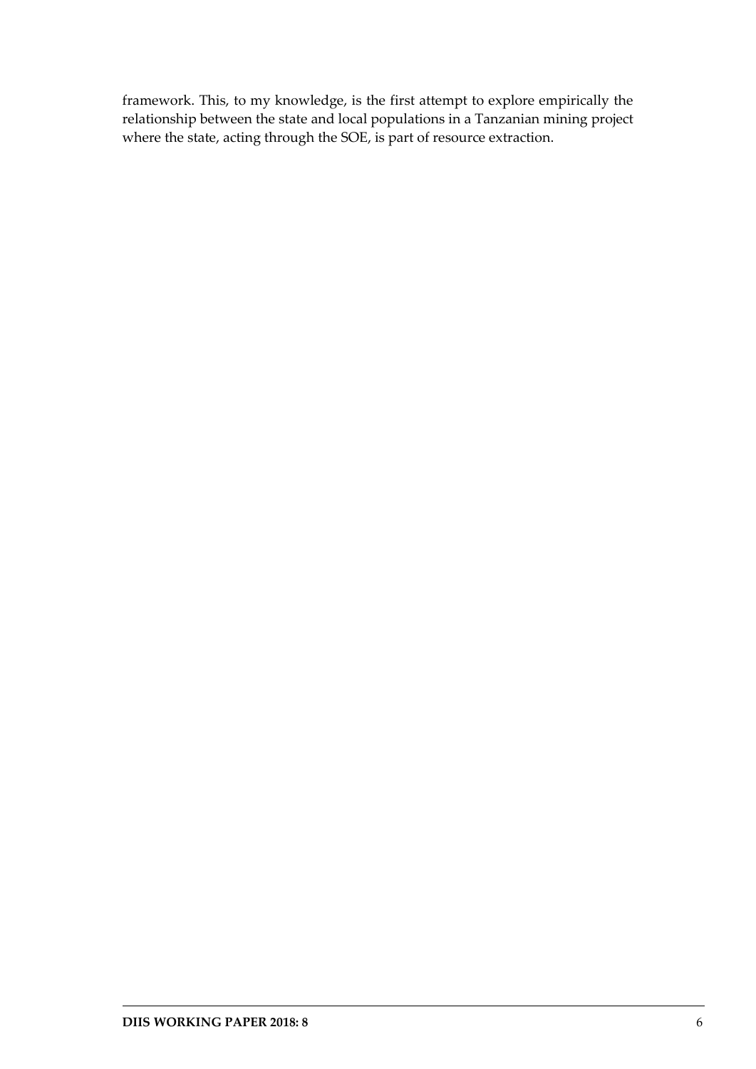framework. This, to my knowledge, is the first attempt to explore empirically the relationship between the state and local populations in a Tanzanian mining project where the state, acting through the SOE, is part of resource extraction.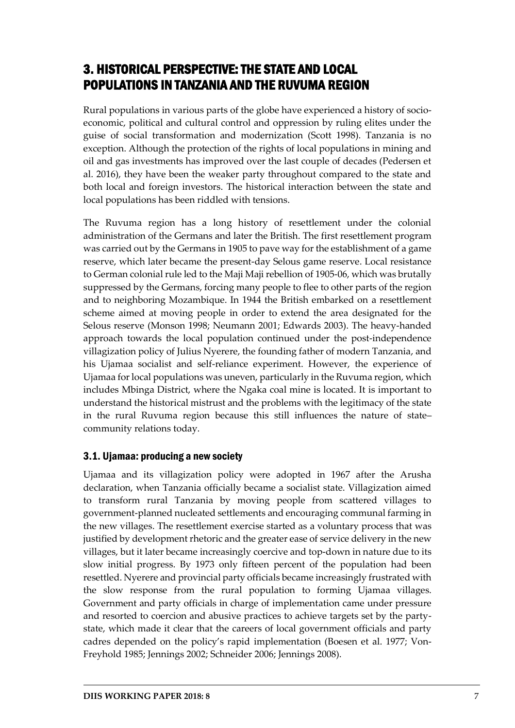# 3. HISTORICAL PERSPECTIVE: THE STATE AND LOCAL POPULATIONS IN TANZANIA AND THE RUVUMA REGION

Rural populations in various parts of the globe have experienced a history of socio-economic, political and cultural control and oppression by ruling elites under the guise of social transformation and modernization (Scott 1998). Tanzania is no exception. Although the protection of the rights of local populations in mining and oil and gas investments has improved over the last couple of decades (Pedersen et al. 2016), they have been the weaker party throughout compared to the state and both local and foreign investors. The historical interaction between the state and local populations has been riddled with tensions.

The Ruvuma region has a long history of resettlement under the colonial administration of the Germans and later the British. The first resettlement program was carried out by the Germans in 1905 to pave way for the establishment of a game reserve, which later became the present-day Selous game reserve. Local resistance to German colonial rule led to the Maji Maji rebellion of 1905-06, which was brutally suppressed by the Germans, forcing many people to flee to other parts of the region and to neighboring Mozambique. In 1944 the British embarked on a resettlement scheme aimed at moving people in order to extend the area designated for the Selous reserve (Monson 1998; Neumann 2001; Edwards 2003). The heavy-handed approach towards the local population continued under the post-independence villagization policy of Julius Nyerere, the founding father of modern Tanzania, and his Ujamaa socialist and self-reliance experiment. However, the experience of Ujamaa for local populations was uneven, particularly in the Ruvuma region, which includes Mbinga District, where the Ngaka coal mine is located. It is important to understand the historical mistrust and the problems with the legitimacy of the state in the rural Ruvuma region because this still influences the nature of state–community relations today.

## 3.1. Ujamaa: producing a new society

Ujamaa and its villagization policy were adopted in 1967 after the Arusha declaration, when Tanzania officially became a socialist state. Villagization aimed to transform rural Tanzania by moving people from scattered villages to government-planned nucleated settlements and encouraging communal farming in the new villages. The resettlement exercise started as a voluntary process that was justified by development rhetoric and the greater ease of service delivery in the new villages, but it later became increasingly coercive and top-down in nature due to its slow initial progress. By 1973 only fifteen percent of the population had been resettled. Nyerere and provincial party officials became increasingly frustrated with the slow response from the rural population to forming Ujamaa villages. Government and party officials in charge of implementation came under pressure and resorted to coercion and abusive practices to achieve targets set by the party-state, which made it clear that the careers of local government officials and party cadres depended on the policy's rapid implementation (Boesen et al. 1977; Von-Freyhold 1985; Jennings 2002; Schneider 2006; Jennings 2008).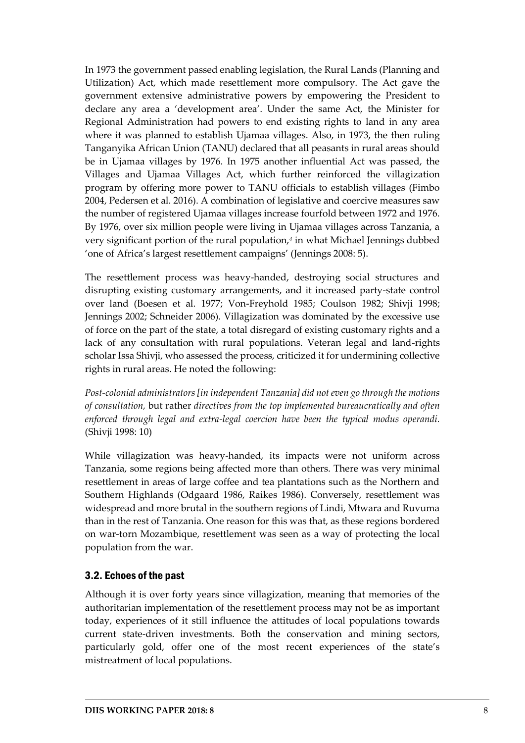In 1973 the government passed enabling legislation, the Rural Lands (Planning and Utilization) Act, which made resettlement more compulsory. The Act gave the government extensive administrative powers by empowering the President to declare any area a 'development area'. Under the same Act, the Minister for Regional Administration had powers to end existing rights to land in any area where it was planned to establish Ujamaa villages. Also, in 1973, the then ruling Tanganyika African Union (TANU) declared that all peasants in rural areas should be in Ujamaa villages by 1976. In 1975 another influential Act was passed, the Villages and Ujamaa Villages Act, which further reinforced the villagization program by offering more power to TANU officials to establish villages (Fimbo 2004, Pedersen et al. 2016). A combination of legislative and coercive measures saw the number of registered Ujamaa villages increase fourfold between 1972 and 1976. By 1976, over six million people were living in Ujamaa villages across Tanzania, a very significant portion of the rural population,[4] in what Michael Jennings dubbed 'one of Africa's largest resettlement campaigns' (Jennings 2008: 5).

The resettlement process was heavy-handed, destroying social structures and disrupting existing customary arrangements, and it increased party-state control over land (Boesen et al. 1977; Von-Freyhold 1985; Coulson 1982; Shivji 1998; Jennings 2002; Schneider 2006). Villagization was dominated by the excessive use of force on the part of the state, a total disregard of existing customary rights and a lack of any consultation with rural populations. Veteran legal and land-rights scholar Issa Shivji, who assessed the process, criticized it for undermining collective rights in rural areas. He noted the following:

*Post-colonial administrators [in independent Tanzania] did not even go through the motions of consultation,* but rather *directives from the top implemented bureaucratically and often enforced through legal and extra-legal coercion have been the typical modus operandi.* (Shivji 1998: 10)

While villagization was heavy-handed, its impacts were not uniform across Tanzania, some regions being affected more than others. There was very minimal resettlement in areas of large coffee and tea plantations such as the Northern and Southern Highlands (Odgaard 1986, Raikes 1986). Conversely, resettlement was widespread and more brutal in the southern regions of Lindi, Mtwara and Ruvuma than in the rest of Tanzania. One reason for this was that, as these regions bordered on war-torn Mozambique, resettlement was seen as a way of protecting the local population from the war.

## 3.2. Echoes of the past

Although it is over forty years since villagization, meaning that memories of the authoritarian implementation of the resettlement process may not be as important today, experiences of it still influence the attitudes of local populations towards current state-driven investments. Both the conservation and mining sectors, particularly gold, offer one of the most recent experiences of the state's mistreatment of local populations.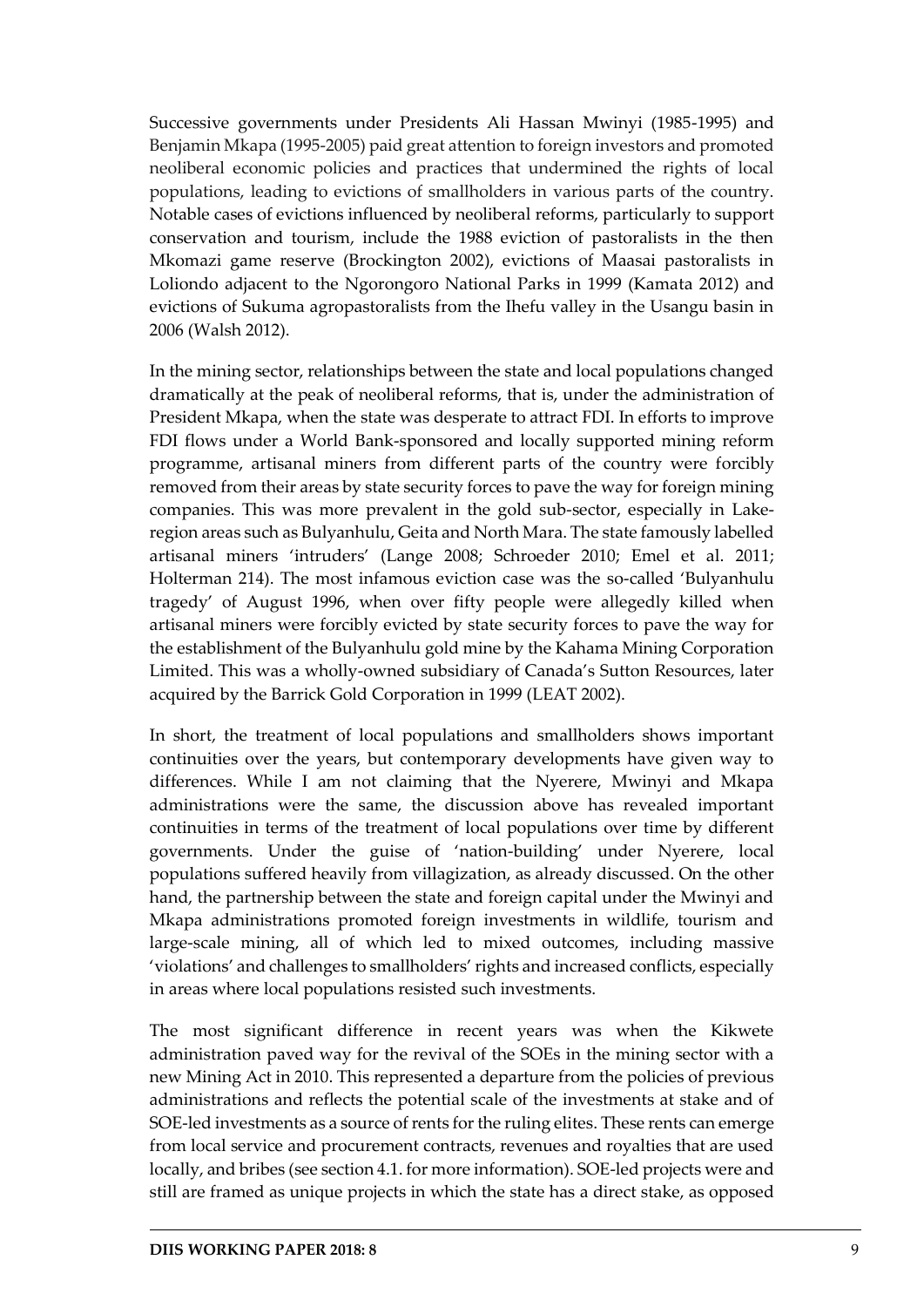Successive governments under Presidents Ali Hassan Mwinyi (1985-1995) and Benjamin Mkapa (1995-2005) paid great attention to foreign investors and promoted neoliberal economic policies and practices that undermined the rights of local populations, leading to evictions of smallholders in various parts of the country. Notable cases of evictions influenced by neoliberal reforms, particularly to support conservation and tourism, include the 1988 eviction of pastoralists in the then Mkomazi game reserve (Brockington 2002), evictions of Maasai pastoralists in Loliondo adjacent to the Ngorongoro National Parks in 1999 (Kamata 2012) and evictions of Sukuma agropastoralists from the Ihefu valley in the Usangu basin in 2006 (Walsh 2012).

In the mining sector, relationships between the state and local populations changed dramatically at the peak of neoliberal reforms, that is, under the administration of President Mkapa, when the state was desperate to attract FDI. In efforts to improve FDI flows under a World Bank-sponsored and locally supported mining reform programme, artisanal miners from different parts of the country were forcibly removed from their areas by state security forces to pave the way for foreign mining companies. This was more prevalent in the gold sub-sector, especially in Lake-region areas such as Bulyanhulu, Geita and North Mara. The state famously labelled artisanal miners 'intruders' (Lange 2008; Schroeder 2010; Emel et al. 2011; Holterman 214). The most infamous eviction case was the so-called 'Bulyanhulu tragedy' of August 1996, when over fifty people were allegedly killed when artisanal miners were forcibly evicted by state security forces to pave the way for the establishment of the Bulyanhulu gold mine by the Kahama Mining Corporation Limited. This was a wholly-owned subsidiary of Canada's Sutton Resources, later acquired by the Barrick Gold Corporation in 1999 (LEAT 2002).

In short, the treatment of local populations and smallholders shows important continuities over the years, but contemporary developments have given way to differences. While I am not claiming that the Nyerere, Mwinyi and Mkapa administrations were the same, the discussion above has revealed important continuities in terms of the treatment of local populations over time by different governments. Under the guise of 'nation-building' under Nyerere, local populations suffered heavily from villagization, as already discussed. On the other hand, the partnership between the state and foreign capital under the Mwinyi and Mkapa administrations promoted foreign investments in wildlife, tourism and large-scale mining, all of which led to mixed outcomes, including massive 'violations' and challenges to smallholders' rights and increased conflicts, especially in areas where local populations resisted such investments.

The most significant difference in recent years was when the Kikwete administration paved way for the revival of the SOEs in the mining sector with a new Mining Act in 2010. This represented a departure from the policies of previous administrations and reflects the potential scale of the investments at stake and of SOE-led investments as a source of rents for the ruling elites. These rents can emerge from local service and procurement contracts, revenues and royalties that are used locally, and bribes (see section 4.1. for more information). SOE-led projects were and still are framed as unique projects in which the state has a direct stake, as opposed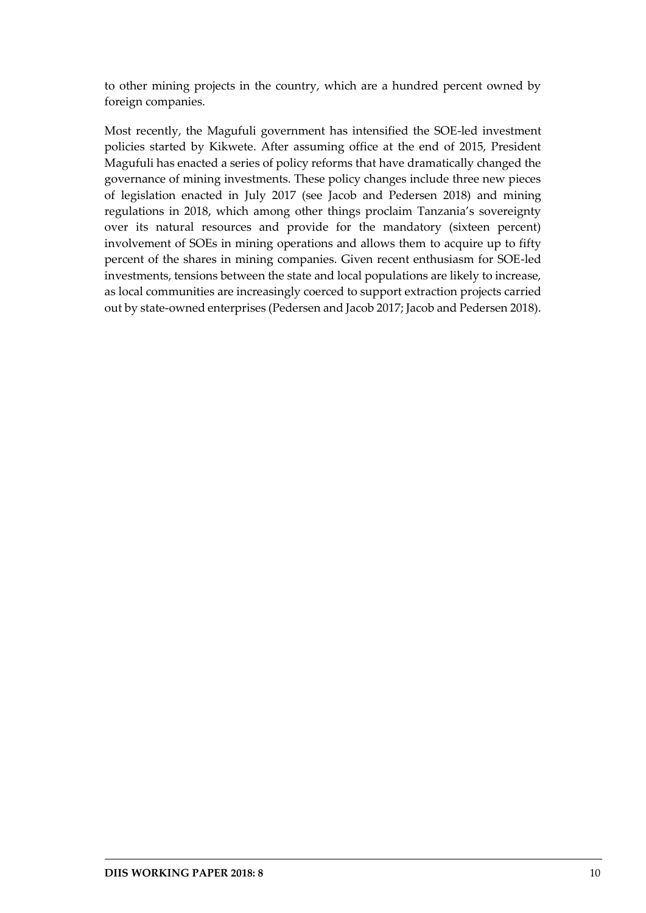to other mining projects in the country, which are a hundred percent owned by foreign companies.

Most recently, the Magufuli government has intensified the SOE-led investment policies started by Kikwete. After assuming office at the end of 2015, President Magufuli has enacted a series of policy reforms that have dramatically changed the governance of mining investments. These policy changes include three new pieces of legislation enacted in July 2017 (see Jacob and Pedersen 2018) and mining regulations in 2018, which among other things proclaim Tanzania's sovereignty over its natural resources and provide for the mandatory (sixteen percent) involvement of SOEs in mining operations and allows them to acquire up to fifty percent of the shares in mining companies. Given recent enthusiasm for SOE-led investments, tensions between the state and local populations are likely to increase, as local communities are increasingly coerced to support extraction projects carried out by state-owned enterprises (Pedersen and Jacob 2017; Jacob and Pedersen 2018).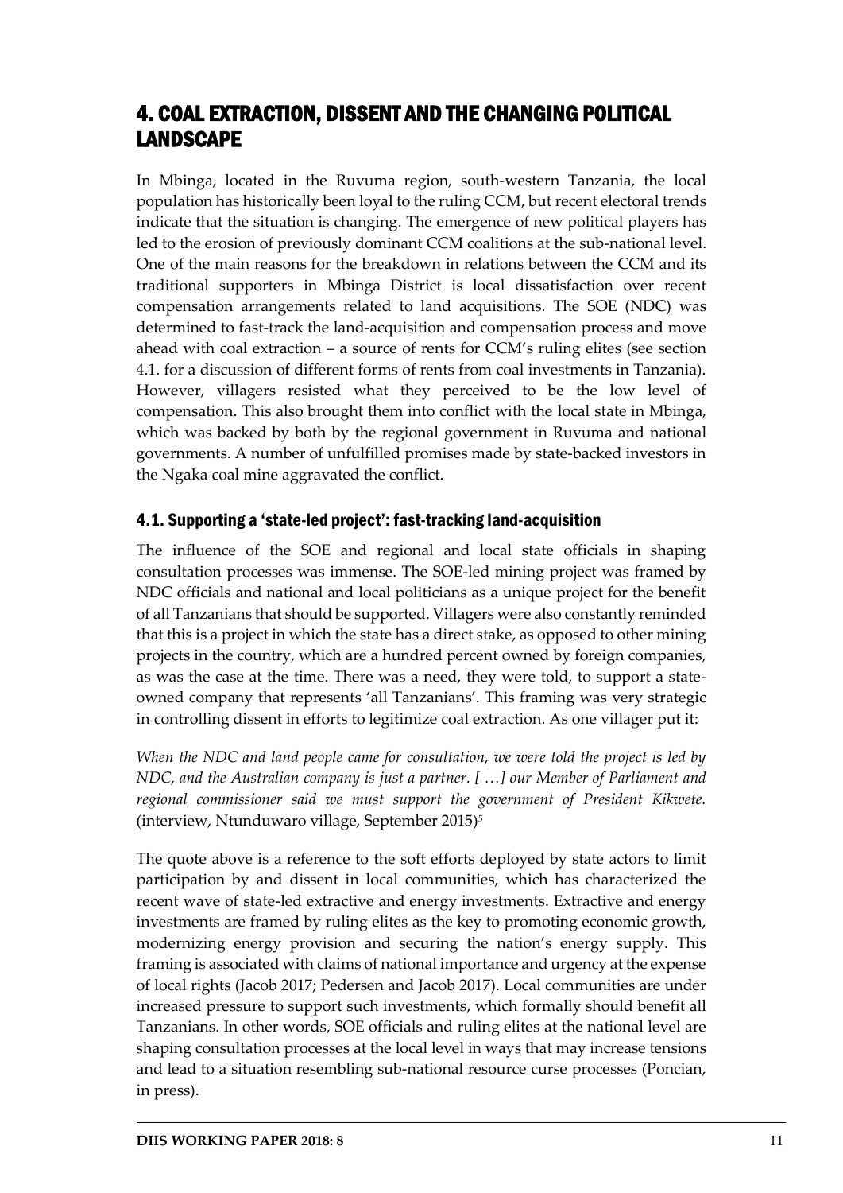# 4. COAL EXTRACTION, DISSENT AND THE CHANGING POLITICAL LANDSCAPE

In Mbinga, located in the Ruvuma region, south-western Tanzania, the local population has historically been loyal to the ruling CCM, but recent electoral trends indicate that the situation is changing. The emergence of new political players has led to the erosion of previously dominant CCM coalitions at the sub-national level. One of the main reasons for the breakdown in relations between the CCM and its traditional supporters in Mbinga District is local dissatisfaction over recent compensation arrangements related to land acquisitions. The SOE (NDC) was determined to fast-track the land-acquisition and compensation process and move ahead with coal extraction – a source of rents for CCM's ruling elites (see section 4.1. for a discussion of different forms of rents from coal investments in Tanzania). However, villagers resisted what they perceived to be the low level of compensation. This also brought them into conflict with the local state in Mbinga, which was backed by both by the regional government in Ruvuma and national governments. A number of unfulfilled promises made by state-backed investors in the Ngaka coal mine aggravated the conflict.

## 4.1. Supporting a 'state-led project': fast-tracking land-acquisition

The influence of the SOE and regional and local state officials in shaping consultation processes was immense. The SOE-led mining project was framed by NDC officials and national and local politicians as a unique project for the benefit of all Tanzanians that should be supported. Villagers were also constantly reminded that this is a project in which the state has a direct stake, as opposed to other mining projects in the country, which are a hundred percent owned by foreign companies, as was the case at the time. There was a need, they were told, to support a state-owned company that represents 'all Tanzanians'. This framing was very strategic in controlling dissent in efforts to legitimize coal extraction. As one villager put it:

*When the NDC and land people came for consultation, we were told the project is led by NDC, and the Australian company is just a partner. [ …] our Member of Parliament and regional commissioner said we must support the government of President Kikwete.* (interview, Ntunduwaro village, September 2015)[5]

The quote above is a reference to the soft efforts deployed by state actors to limit participation by and dissent in local communities, which has characterized the recent wave of state-led extractive and energy investments. Extractive and energy investments are framed by ruling elites as the key to promoting economic growth, modernizing energy provision and securing the nation's energy supply. This framing is associated with claims of national importance and urgency at the expense of local rights (Jacob 2017; Pedersen and Jacob 2017). Local communities are under increased pressure to support such investments, which formally should benefit all Tanzanians. In other words, SOE officials and ruling elites at the national level are shaping consultation processes at the local level in ways that may increase tensions and lead to a situation resembling sub-national resource curse processes (Poncian, in press).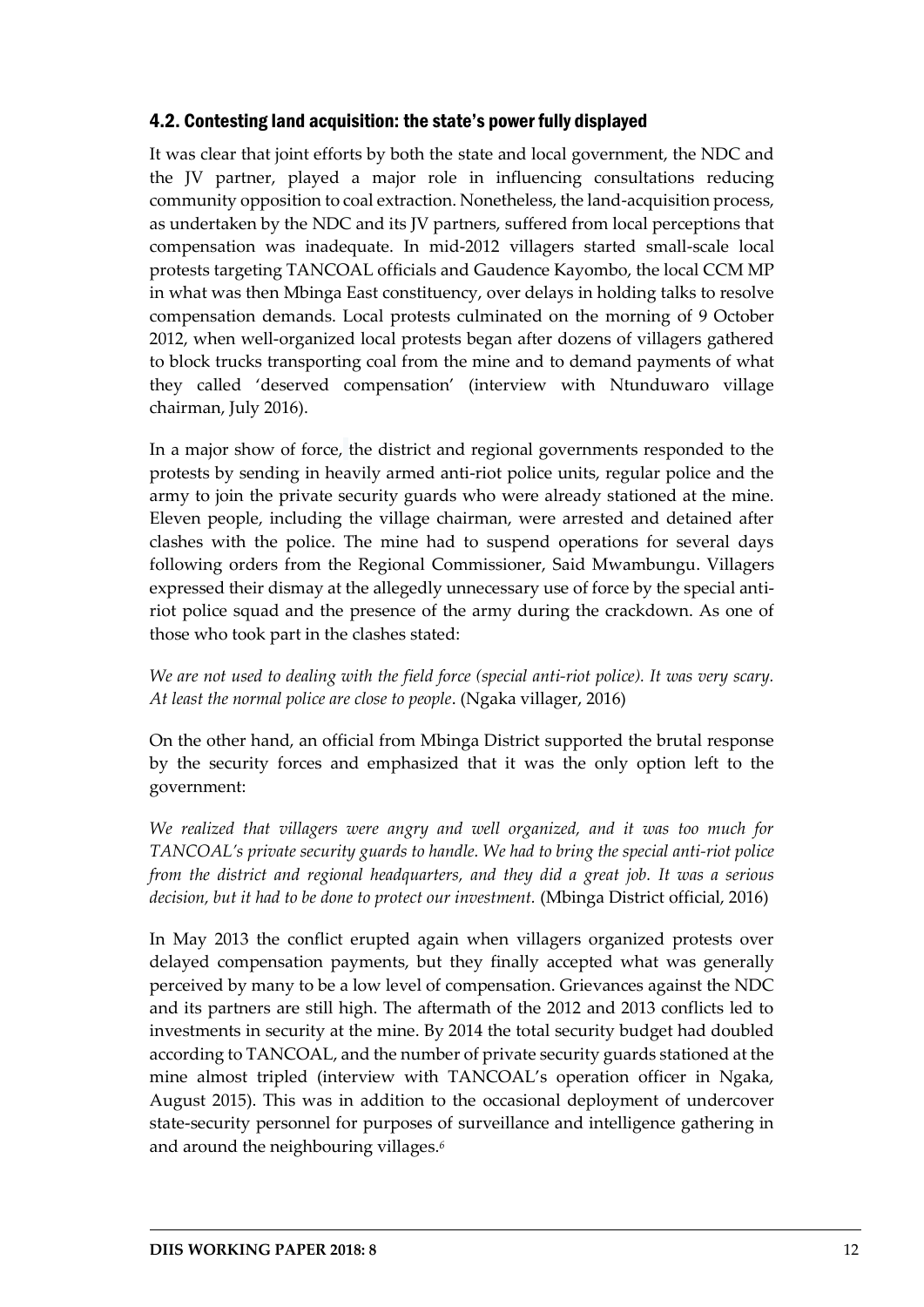## 4.2. Contesting land acquisition: the state's power fully displayed

It was clear that joint efforts by both the state and local government, the NDC and the JV partner, played a major role in influencing consultations reducing community opposition to coal extraction. Nonetheless, the land-acquisition process, as undertaken by the NDC and its JV partners, suffered from local perceptions that compensation was inadequate. In mid-2012 villagers started small-scale local protests targeting TANCOAL officials and Gaudence Kayombo, the local CCM MP in what was then Mbinga East constituency, over delays in holding talks to resolve compensation demands. Local protests culminated on the morning of 9 October 2012, when well-organized local protests began after dozens of villagers gathered to block trucks transporting coal from the mine and to demand payments of what they called 'deserved compensation' (interview with Ntunduwaro village chairman, July 2016).

In a major show of force, the district and regional governments responded to the protests by sending in heavily armed anti-riot police units, regular police and the army to join the private security guards who were already stationed at the mine. Eleven people, including the village chairman, were arrested and detained after clashes with the police. The mine had to suspend operations for several days following orders from the Regional Commissioner, Said Mwambungu. Villagers expressed their dismay at the allegedly unnecessary use of force by the special anti-riot police squad and the presence of the army during the crackdown. As one of those who took part in the clashes stated:

*We are not used to dealing with the field force (special anti-riot police). It was very scary. At least the normal police are close to people*. (Ngaka villager, 2016)

On the other hand, an official from Mbinga District supported the brutal response by the security forces and emphasized that it was the only option left to the government:

*We realized that villagers were angry and well organized, and it was too much for TANCOAL's private security guards to handle. We had to bring the special anti-riot police from the district and regional headquarters, and they did a great job. It was a serious decision, but it had to be done to protect our investment.* (Mbinga District official, 2016)

In May 2013 the conflict erupted again when villagers organized protests over delayed compensation payments, but they finally accepted what was generally perceived by many to be a low level of compensation. Grievances against the NDC and its partners are still high. The aftermath of the 2012 and 2013 conflicts led to investments in security at the mine. By 2014 the total security budget had doubled according to TANCOAL, and the number of private security guards stationed at the mine almost tripled (interview with TANCOAL's operation officer in Ngaka, August 2015). This was in addition to the occasional deployment of undercover state-security personnel for purposes of surveillance and intelligence gathering in and around the neighbouring villages.[6]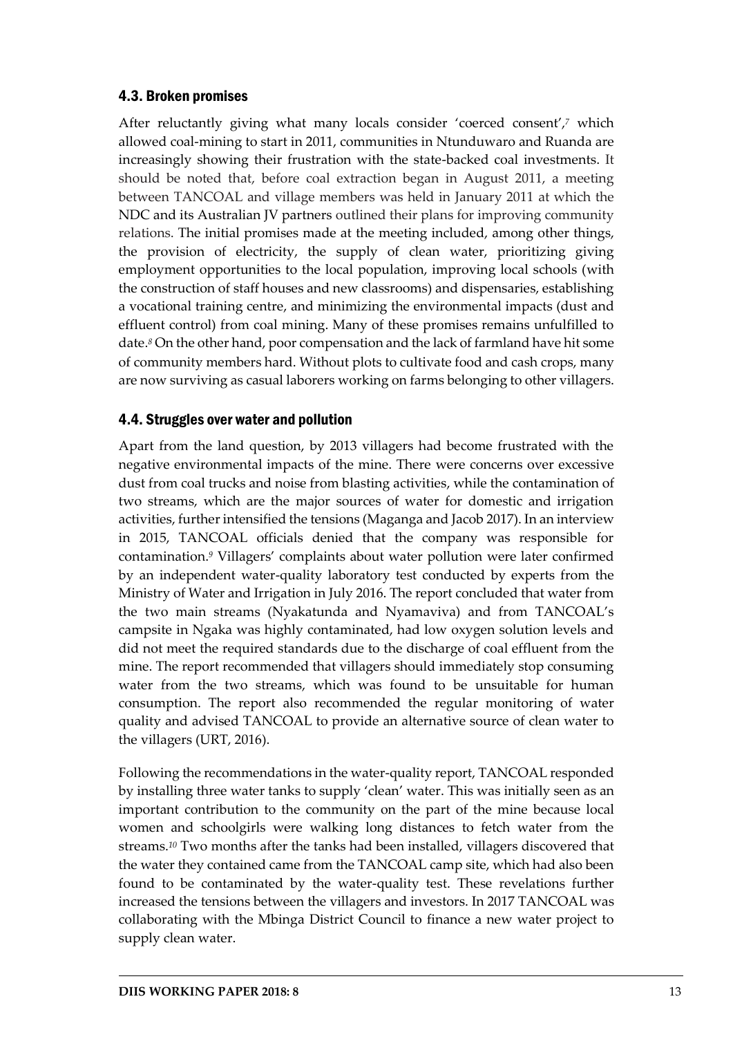### 4.3. Broken promises

After reluctantly giving what many locals consider 'coerced consent',[7] which allowed coal-mining to start in 2011, communities in Ntunduwaro and Ruanda are increasingly showing their frustration with the state-backed coal investments. It should be noted that, before coal extraction began in August 2011, a meeting between TANCOAL and village members was held in January 2011 at which the NDC and its Australian JV partners outlined their plans for improving community relations. The initial promises made at the meeting included, among other things, the provision of electricity, the supply of clean water, prioritizing giving employment opportunities to the local population, improving local schools (with the construction of staff houses and new classrooms) and dispensaries, establishing a vocational training centre, and minimizing the environmental impacts (dust and effluent control) from coal mining. Many of these promises remains unfulfilled to date.[8] On the other hand, poor compensation and the lack of farmland have hit some of community members hard. Without plots to cultivate food and cash crops, many are now surviving as casual laborers working on farms belonging to other villagers.

### 4.4. Struggles over water and pollution

Apart from the land question, by 2013 villagers had become frustrated with the negative environmental impacts of the mine. There were concerns over excessive dust from coal trucks and noise from blasting activities, while the contamination of two streams, which are the major sources of water for domestic and irrigation activities, further intensified the tensions (Maganga and Jacob 2017). In an interview in 2015, TANCOAL officials denied that the company was responsible for contamination.[9] Villagers' complaints about water pollution were later confirmed by an independent water-quality laboratory test conducted by experts from the Ministry of Water and Irrigation in July 2016. The report concluded that water from the two main streams (Nyakatunda and Nyamaviva) and from TANCOAL's campsite in Ngaka was highly contaminated, had low oxygen solution levels and did not meet the required standards due to the discharge of coal effluent from the mine. The report recommended that villagers should immediately stop consuming water from the two streams, which was found to be unsuitable for human consumption. The report also recommended the regular monitoring of water quality and advised TANCOAL to provide an alternative source of clean water to the villagers (URT, 2016).

Following the recommendations in the water-quality report, TANCOAL responded by installing three water tanks to supply 'clean' water. This was initially seen as an important contribution to the community on the part of the mine because local women and schoolgirls were walking long distances to fetch water from the streams.[10] Two months after the tanks had been installed, villagers discovered that the water they contained came from the TANCOAL camp site, which had also been found to be contaminated by the water-quality test. These revelations further increased the tensions between the villagers and investors. In 2017 TANCOAL was collaborating with the Mbinga District Council to finance a new water project to supply clean water.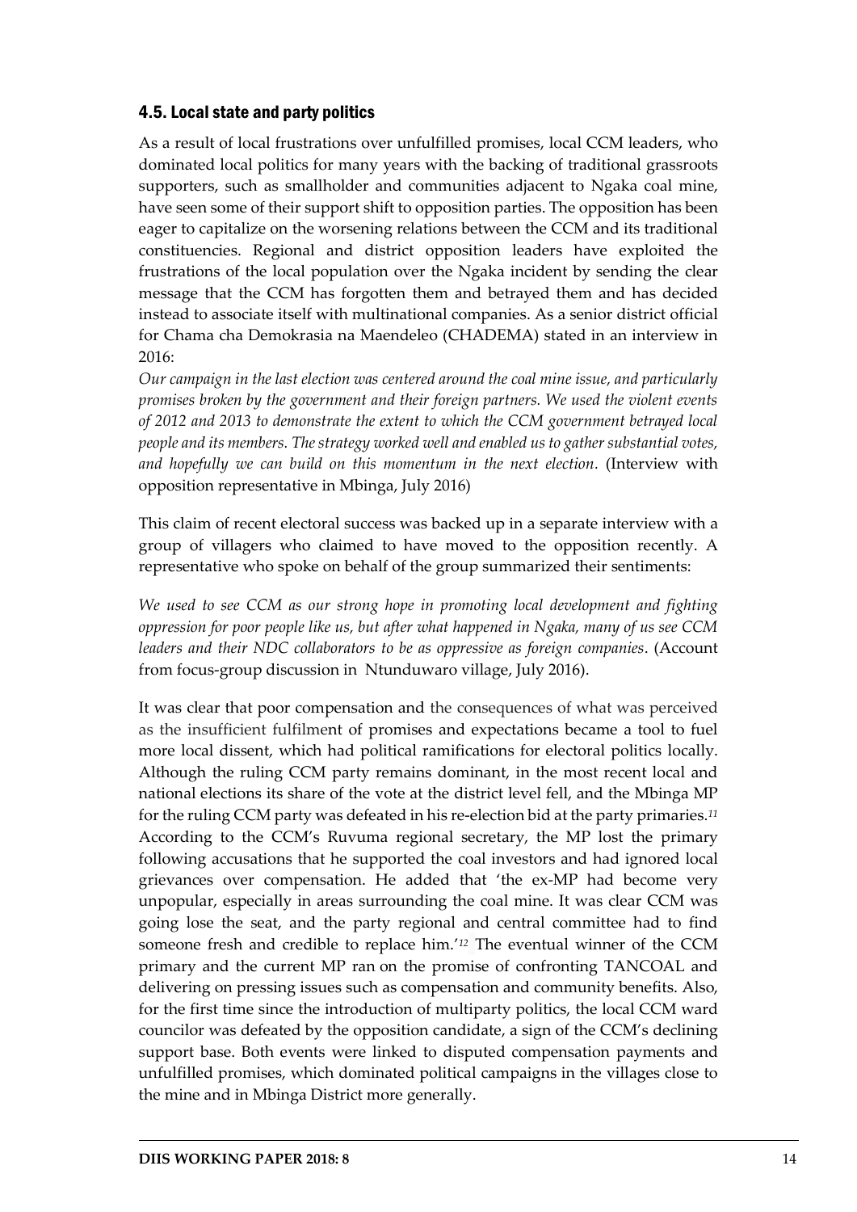### 4.5. Local state and party politics

As a result of local frustrations over unfulfilled promises, local CCM leaders, who dominated local politics for many years with the backing of traditional grassroots supporters, such as smallholder and communities adjacent to Ngaka coal mine, have seen some of their support shift to opposition parties. The opposition has been eager to capitalize on the worsening relations between the CCM and its traditional constituencies. Regional and district opposition leaders have exploited the frustrations of the local population over the Ngaka incident by sending the clear message that the CCM has forgotten them and betrayed them and has decided instead to associate itself with multinational companies. As a senior district official for Chama cha Demokrasia na Maendeleo (CHADEMA) stated in an interview in 2016:

*Our campaign in the last election was centered around the coal mine issue, and particularly promises broken by the government and their foreign partners. We used the violent events of 2012 and 2013 to demonstrate the extent to which the CCM government betrayed local people and its members. The strategy worked well and enabled us to gather substantial votes, and hopefully we can build on this momentum in the next election*. (Interview with opposition representative in Mbinga, July 2016)

This claim of recent electoral success was backed up in a separate interview with a group of villagers who claimed to have moved to the opposition recently. A representative who spoke on behalf of the group summarized their sentiments:

*We used to see CCM as our strong hope in promoting local development and fighting oppression for poor people like us, but after what happened in Ngaka, many of us see CCM leaders and their NDC collaborators to be as oppressive as foreign companies*. (Account from focus-group discussion in Ntunduwaro village, July 2016).

It was clear that poor compensation and the consequences of what was perceived as the insufficient fulfilment of promises and expectations became a tool to fuel more local dissent, which had political ramifications for electoral politics locally. Although the ruling CCM party remains dominant, in the most recent local and national elections its share of the vote at the district level fell, and the Mbinga MP for the ruling CCM party was defeated in his re-election bid at the party primaries.[11] According to the CCM's Ruvuma regional secretary, the MP lost the primary following accusations that he supported the coal investors and had ignored local grievances over compensation. He added that 'the ex-MP had become very unpopular, especially in areas surrounding the coal mine. It was clear CCM was going lose the seat, and the party regional and central committee had to find someone fresh and credible to replace him.'[12] The eventual winner of the CCM primary and the current MP ran on the promise of confronting TANCOAL and delivering on pressing issues such as compensation and community benefits. Also, for the first time since the introduction of multiparty politics, the local CCM ward councilor was defeated by the opposition candidate, a sign of the CCM's declining support base. Both events were linked to disputed compensation payments and unfulfilled promises, which dominated political campaigns in the villages close to the mine and in Mbinga District more generally.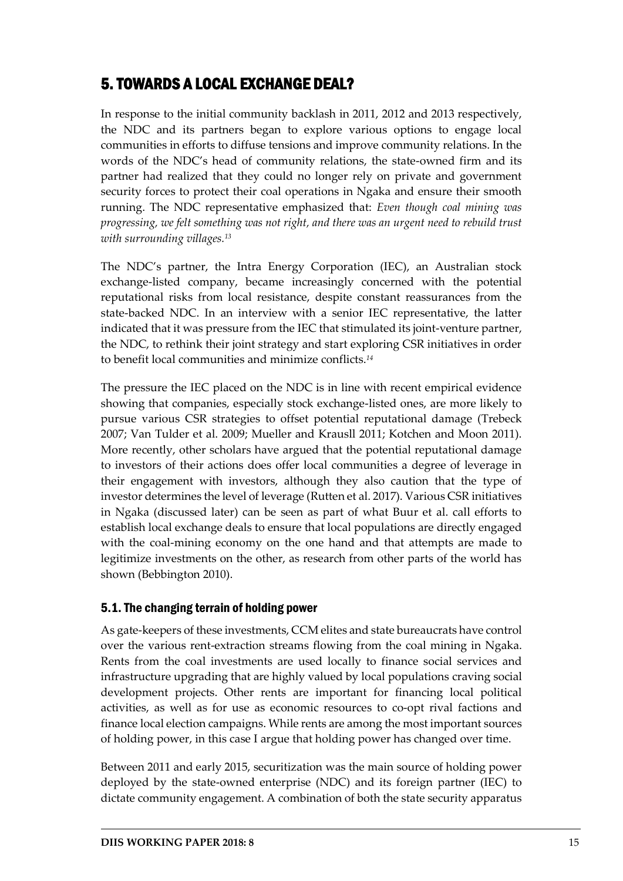## 5. TOWARDS A LOCAL EXCHANGE DEAL?

In response to the initial community backlash in 2011, 2012 and 2013 respectively, the NDC and its partners began to explore various options to engage local communities in efforts to diffuse tensions and improve community relations. In the words of the NDC's head of community relations, the state-owned firm and its partner had realized that they could no longer rely on private and government security forces to protect their coal operations in Ngaka and ensure their smooth running. The NDC representative emphasized that: *Even though coal mining was progressing, we felt something was not right, and there was an urgent need to rebuild trust with surrounding villages.*[13]

The NDC's partner, the Intra Energy Corporation (IEC), an Australian stock exchange-listed company, became increasingly concerned with the potential reputational risks from local resistance, despite constant reassurances from the state-backed NDC. In an interview with a senior IEC representative, the latter indicated that it was pressure from the IEC that stimulated its joint-venture partner, the NDC, to rethink their joint strategy and start exploring CSR initiatives in order to benefit local communities and minimize conflicts.[14]

The pressure the IEC placed on the NDC is in line with recent empirical evidence showing that companies, especially stock exchange-listed ones, are more likely to pursue various CSR strategies to offset potential reputational damage (Trebeck 2007; Van Tulder et al. 2009; Mueller and Krausll 2011; Kotchen and Moon 2011). More recently, other scholars have argued that the potential reputational damage to investors of their actions does offer local communities a degree of leverage in their engagement with investors, although they also caution that the type of investor determines the level of leverage (Rutten et al. 2017). Various CSR initiatives in Ngaka (discussed later) can be seen as part of what Buur et al. call efforts to establish local exchange deals to ensure that local populations are directly engaged with the coal-mining economy on the one hand and that attempts are made to legitimize investments on the other, as research from other parts of the world has shown (Bebbington 2010).

### 5.1. The changing terrain of holding power

As gate-keepers of these investments, CCM elites and state bureaucrats have control over the various rent-extraction streams flowing from the coal mining in Ngaka. Rents from the coal investments are used locally to finance social services and infrastructure upgrading that are highly valued by local populations craving social development projects. Other rents are important for financing local political activities, as well as for use as economic resources to co-opt rival factions and finance local election campaigns. While rents are among the most important sources of holding power, in this case I argue that holding power has changed over time.

Between 2011 and early 2015, securitization was the main source of holding power deployed by the state-owned enterprise (NDC) and its foreign partner (IEC) to dictate community engagement. A combination of both the state security apparatus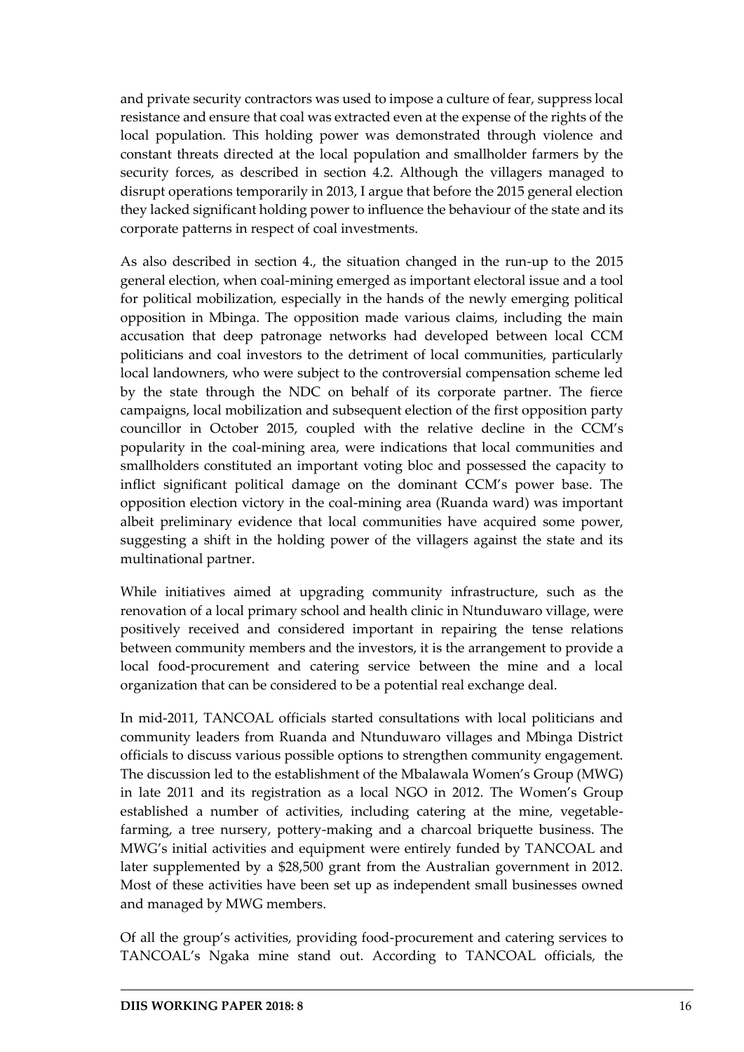and private security contractors was used to impose a culture of fear, suppress local resistance and ensure that coal was extracted even at the expense of the rights of the local population. This holding power was demonstrated through violence and constant threats directed at the local population and smallholder farmers by the security forces, as described in section 4.2. Although the villagers managed to disrupt operations temporarily in 2013, I argue that before the 2015 general election they lacked significant holding power to influence the behaviour of the state and its corporate patterns in respect of coal investments.

As also described in section 4., the situation changed in the run-up to the 2015 general election, when coal-mining emerged as important electoral issue and a tool for political mobilization, especially in the hands of the newly emerging political opposition in Mbinga. The opposition made various claims, including the main accusation that deep patronage networks had developed between local CCM politicians and coal investors to the detriment of local communities, particularly local landowners, who were subject to the controversial compensation scheme led by the state through the NDC on behalf of its corporate partner. The fierce campaigns, local mobilization and subsequent election of the first opposition party councillor in October 2015, coupled with the relative decline in the CCM's popularity in the coal-mining area, were indications that local communities and smallholders constituted an important voting bloc and possessed the capacity to inflict significant political damage on the dominant CCM's power base. The opposition election victory in the coal-mining area (Ruanda ward) was important albeit preliminary evidence that local communities have acquired some power, suggesting a shift in the holding power of the villagers against the state and its multinational partner.

While initiatives aimed at upgrading community infrastructure, such as the renovation of a local primary school and health clinic in Ntunduwaro village, were positively received and considered important in repairing the tense relations between community members and the investors, it is the arrangement to provide a local food-procurement and catering service between the mine and a local organization that can be considered to be a potential real exchange deal.

In mid-2011, TANCOAL officials started consultations with local politicians and community leaders from Ruanda and Ntunduwaro villages and Mbinga District officials to discuss various possible options to strengthen community engagement. The discussion led to the establishment of the Mbalawala Women's Group (MWG) in late 2011 and its registration as a local NGO in 2012. The Women's Group established a number of activities, including catering at the mine, vegetable-farming, a tree nursery, pottery-making and a charcoal briquette business. The MWG's initial activities and equipment were entirely funded by TANCOAL and later supplemented by a $28,500 grant from the Australian government in 2012. Most of these activities have been set up as independent small businesses owned and managed by MWG members.

Of all the group's activities, providing food-procurement and catering services to TANCOAL's Ngaka mine stand out. According to TANCOAL officials, the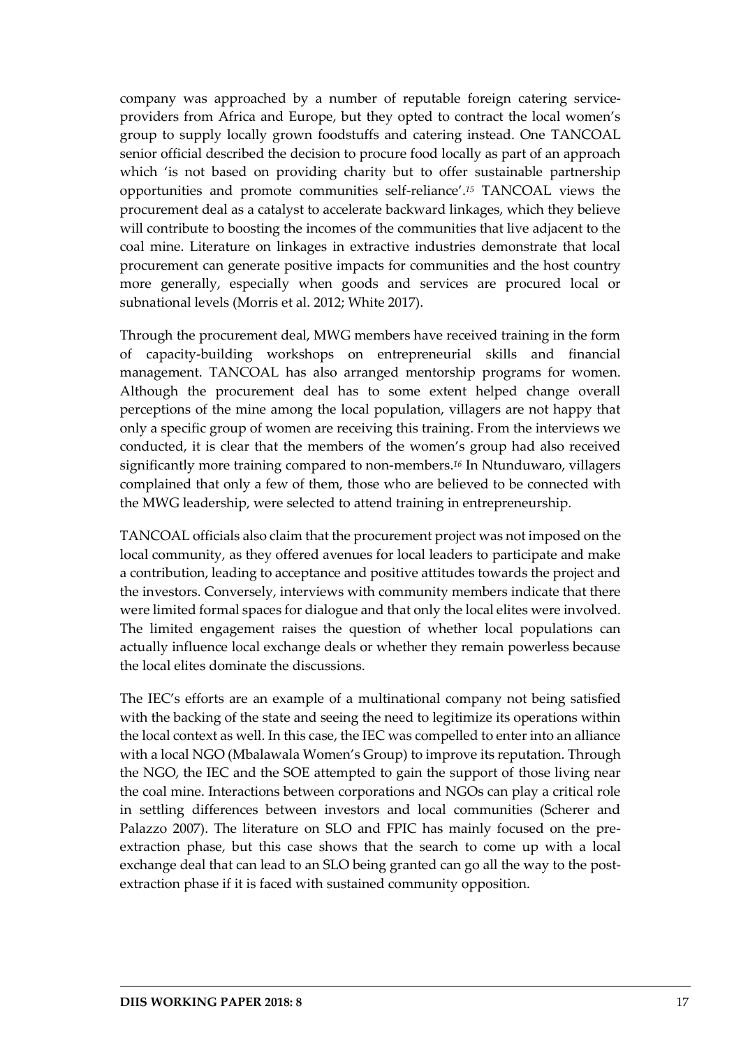company was approached by a number of reputable foreign catering service-providers from Africa and Europe, but they opted to contract the local women's group to supply locally grown foodstuffs and catering instead. One TANCOAL senior official described the decision to procure food locally as part of an approach which 'is not based on providing charity but to offer sustainable partnership opportunities and promote communities self-reliance'.[15] TANCOAL views the procurement deal as a catalyst to accelerate backward linkages, which they believe will contribute to boosting the incomes of the communities that live adjacent to the coal mine. Literature on linkages in extractive industries demonstrate that local procurement can generate positive impacts for communities and the host country more generally, especially when goods and services are procured local or subnational levels (Morris et al. 2012; White 2017).

Through the procurement deal, MWG members have received training in the form of capacity-building workshops on entrepreneurial skills and financial management. TANCOAL has also arranged mentorship programs for women. Although the procurement deal has to some extent helped change overall perceptions of the mine among the local population, villagers are not happy that only a specific group of women are receiving this training. From the interviews we conducted, it is clear that the members of the women's group had also received significantly more training compared to non-members.[16] In Ntunduwaro, villagers complained that only a few of them, those who are believed to be connected with the MWG leadership, were selected to attend training in entrepreneurship.

TANCOAL officials also claim that the procurement project was not imposed on the local community, as they offered avenues for local leaders to participate and make a contribution, leading to acceptance and positive attitudes towards the project and the investors. Conversely, interviews with community members indicate that there were limited formal spaces for dialogue and that only the local elites were involved. The limited engagement raises the question of whether local populations can actually influence local exchange deals or whether they remain powerless because the local elites dominate the discussions.

The IEC's efforts are an example of a multinational company not being satisfied with the backing of the state and seeing the need to legitimize its operations within the local context as well. In this case, the IEC was compelled to enter into an alliance with a local NGO (Mbalawala Women's Group) to improve its reputation. Through the NGO, the IEC and the SOE attempted to gain the support of those living near the coal mine. Interactions between corporations and NGOs can play a critical role in settling differences between investors and local communities (Scherer and Palazzo 2007). The literature on SLO and FPIC has mainly focused on the pre-extraction phase, but this case shows that the search to come up with a local exchange deal that can lead to an SLO being granted can go all the way to the post-extraction phase if it is faced with sustained community opposition.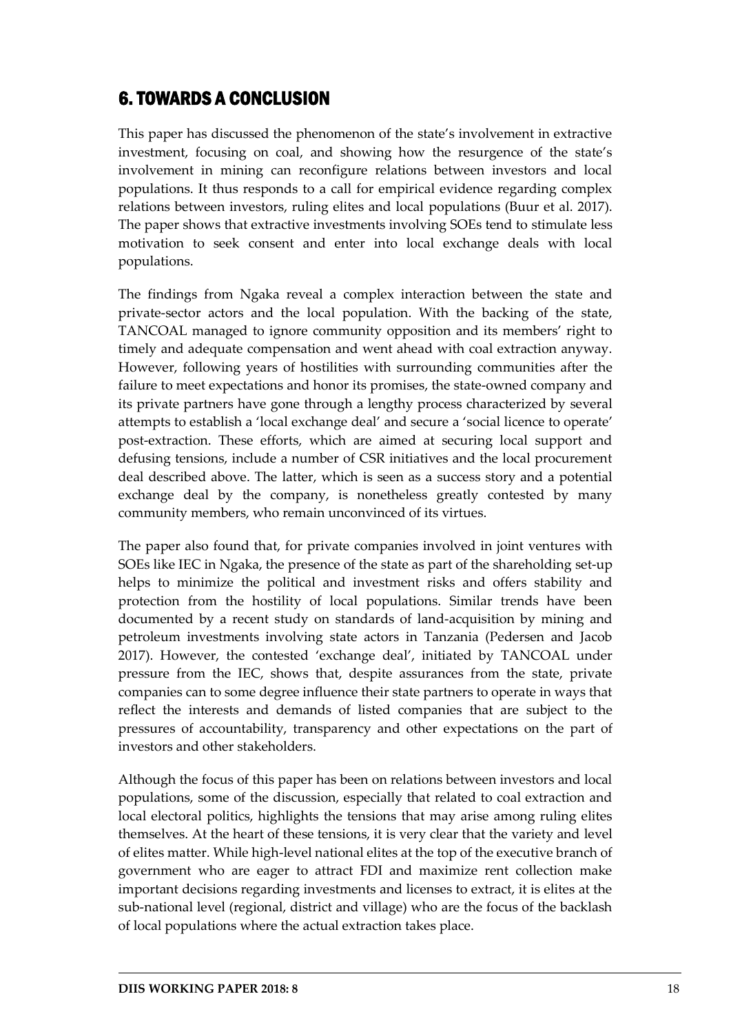## 6. TOWARDS A CONCLUSION

This paper has discussed the phenomenon of the state's involvement in extractive investment, focusing on coal, and showing how the resurgence of the state's involvement in mining can reconfigure relations between investors and local populations. It thus responds to a call for empirical evidence regarding complex relations between investors, ruling elites and local populations (Buur et al. 2017). The paper shows that extractive investments involving SOEs tend to stimulate less motivation to seek consent and enter into local exchange deals with local populations.

The findings from Ngaka reveal a complex interaction between the state and private-sector actors and the local population. With the backing of the state, TANCOAL managed to ignore community opposition and its members' right to timely and adequate compensation and went ahead with coal extraction anyway. However, following years of hostilities with surrounding communities after the failure to meet expectations and honor its promises, the state-owned company and its private partners have gone through a lengthy process characterized by several attempts to establish a 'local exchange deal' and secure a 'social licence to operate' post-extraction. These efforts, which are aimed at securing local support and defusing tensions, include a number of CSR initiatives and the local procurement deal described above. The latter, which is seen as a success story and a potential exchange deal by the company, is nonetheless greatly contested by many community members, who remain unconvinced of its virtues.

The paper also found that, for private companies involved in joint ventures with SOEs like IEC in Ngaka, the presence of the state as part of the shareholding set-up helps to minimize the political and investment risks and offers stability and protection from the hostility of local populations. Similar trends have been documented by a recent study on standards of land-acquisition by mining and petroleum investments involving state actors in Tanzania (Pedersen and Jacob 2017). However, the contested 'exchange deal', initiated by TANCOAL under pressure from the IEC, shows that, despite assurances from the state, private companies can to some degree influence their state partners to operate in ways that reflect the interests and demands of listed companies that are subject to the pressures of accountability, transparency and other expectations on the part of investors and other stakeholders.

Although the focus of this paper has been on relations between investors and local populations, some of the discussion, especially that related to coal extraction and local electoral politics, highlights the tensions that may arise among ruling elites themselves. At the heart of these tensions, it is very clear that the variety and level of elites matter. While high-level national elites at the top of the executive branch of government who are eager to attract FDI and maximize rent collection make important decisions regarding investments and licenses to extract, it is elites at the sub-national level (regional, district and village) who are the focus of the backlash of local populations where the actual extraction takes place.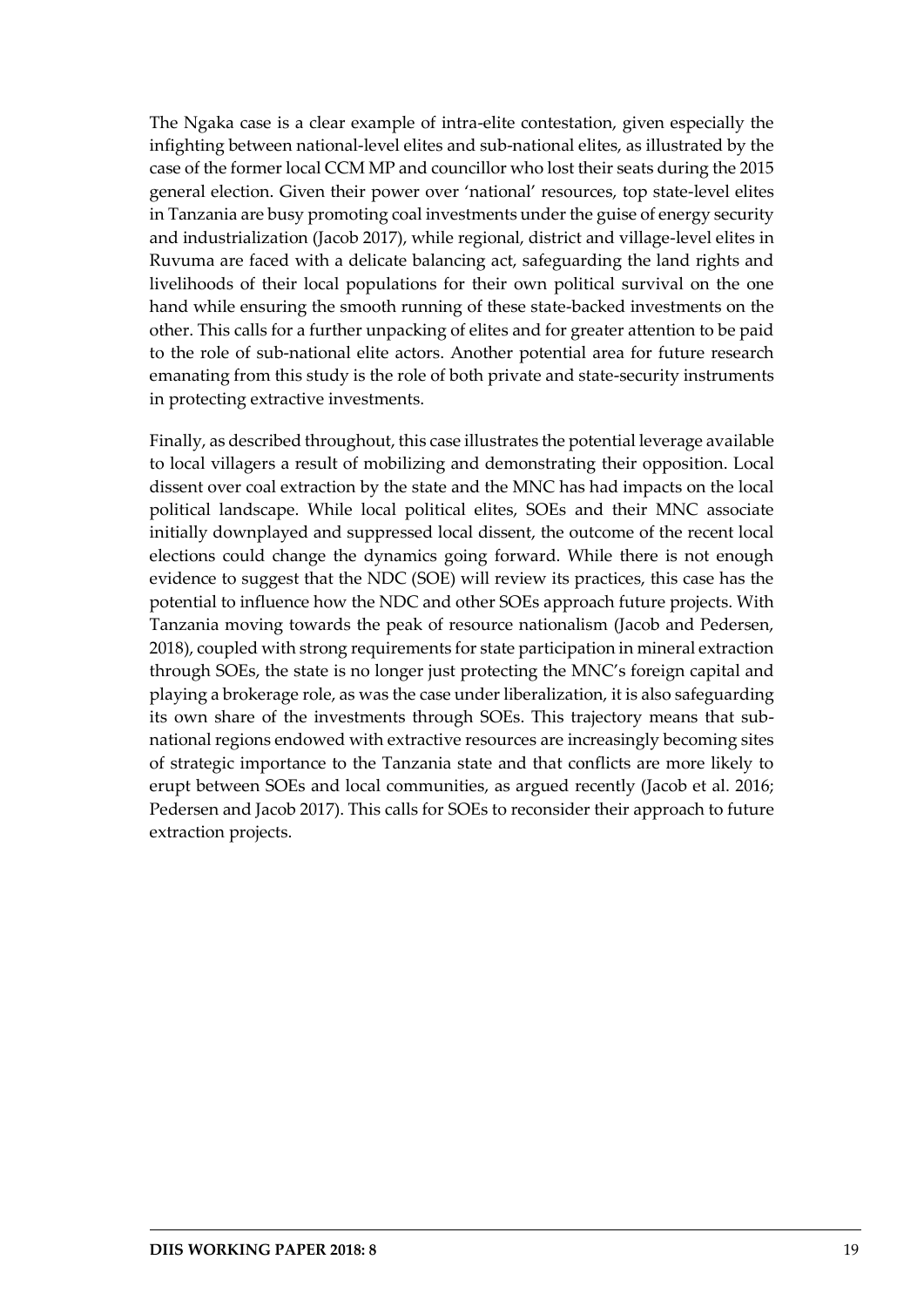The Ngaka case is a clear example of intra-elite contestation, given especially the infighting between national-level elites and sub-national elites, as illustrated by the case of the former local CCM MP and councillor who lost their seats during the 2015 general election. Given their power over 'national' resources, top state-level elites in Tanzania are busy promoting coal investments under the guise of energy security and industrialization (Jacob 2017), while regional, district and village-level elites in Ruvuma are faced with a delicate balancing act, safeguarding the land rights and livelihoods of their local populations for their own political survival on the one hand while ensuring the smooth running of these state-backed investments on the other. This calls for a further unpacking of elites and for greater attention to be paid to the role of sub-national elite actors. Another potential area for future research emanating from this study is the role of both private and state-security instruments in protecting extractive investments.

Finally, as described throughout, this case illustrates the potential leverage available to local villagers a result of mobilizing and demonstrating their opposition. Local dissent over coal extraction by the state and the MNC has had impacts on the local political landscape. While local political elites, SOEs and their MNC associate initially downplayed and suppressed local dissent, the outcome of the recent local elections could change the dynamics going forward. While there is not enough evidence to suggest that the NDC (SOE) will review its practices, this case has the potential to influence how the NDC and other SOEs approach future projects. With Tanzania moving towards the peak of resource nationalism (Jacob and Pedersen, 2018), coupled with strong requirements for state participation in mineral extraction through SOEs, the state is no longer just protecting the MNC's foreign capital and playing a brokerage role, as was the case under liberalization, it is also safeguarding its own share of the investments through SOEs. This trajectory means that sub-national regions endowed with extractive resources are increasingly becoming sites of strategic importance to the Tanzania state and that conflicts are more likely to erupt between SOEs and local communities, as argued recently (Jacob et al. 2016; Pedersen and Jacob 2017). This calls for SOEs to reconsider their approach to future extraction projects.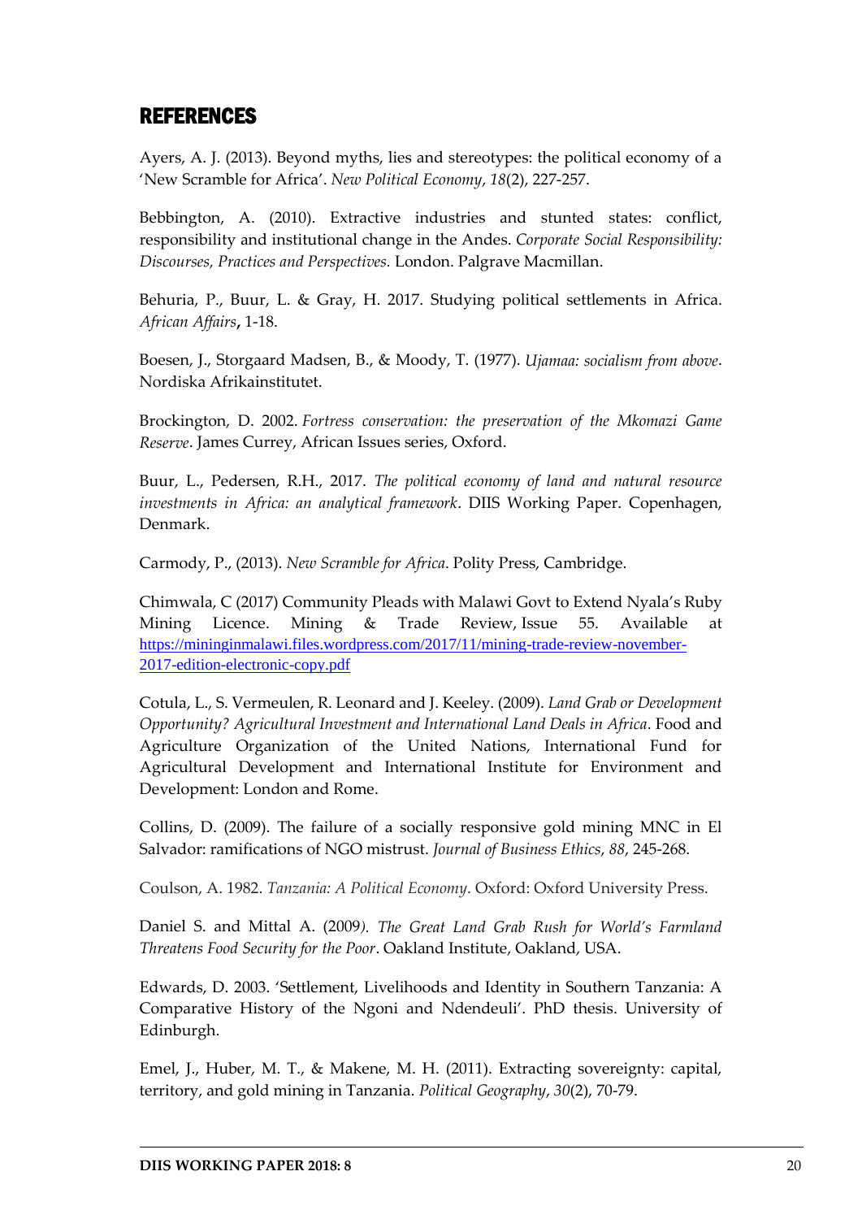## REFERENCES

Ayers, A. J. (2013). Beyond myths, lies and stereotypes: the political economy of a 'New Scramble for Africa'. *New Political Economy*, *18*(2), 227-257.

Bebbington, A. (2010). Extractive industries and stunted states: conflict, responsibility and institutional change in the Andes. *Corporate Social Responsibility: Discourses, Practices and Perspectives.* London. Palgrave Macmillan.

Behuria, P., Buur, L. & Gray, H. 2017. Studying political settlements in Africa. *African Affairs***,** 1-18.

Boesen, J., Storgaard Madsen, B., & Moody, T. (1977). *Ujamaa: socialism from above*. Nordiska Afrikainstitutet.

Brockington, D. 2002. *Fortress conservation: the preservation of the Mkomazi Game Reserve*. James Currey, African Issues series, Oxford.

Buur, L., Pedersen, R.H., 2017. *The political economy of land and natural resource investments in Africa: an analytical framework*. DIIS Working Paper. Copenhagen, Denmark.

Carmody, P., (2013). *New Scramble for Africa*. Polity Press, Cambridge.

Chimwala, C (2017) Community Pleads with Malawi Govt to Extend Nyala's Ruby Mining Licence. Mining & Trade Review, Issue 55. Available at https://mininginmalawi.files.wordpress.com/2017/11/mining-trade-review-november-2017-edition-electronic-copy.pdf

Cotula, L., S. Vermeulen, R. Leonard and J. Keeley. (2009). *Land Grab or Development Opportunity? Agricultural Investment and International Land Deals in Africa*. Food and Agriculture Organization of the United Nations, International Fund for Agricultural Development and International Institute for Environment and Development: London and Rome.

Collins, D. (2009). The failure of a socially responsive gold mining MNC in El Salvador: ramifications of NGO mistrust. *Journal of Business Ethics*, *88*, 245-268.

Coulson, A. 1982. *Tanzania: A Political Economy*. Oxford: Oxford University Press.

Daniel S. and Mittal A. (2009*). The Great Land Grab Rush for World's Farmland Threatens Food Security for the Poor*. Oakland Institute, Oakland, USA.

Edwards, D. 2003. 'Settlement, Livelihoods and Identity in Southern Tanzania: A Comparative History of the Ngoni and Ndendeuli'. PhD thesis. University of Edinburgh.

Emel, J., Huber, M. T., & Makene, M. H. (2011). Extracting sovereignty: capital, territory, and gold mining in Tanzania. *Political Geography*, *30*(2), 70-79.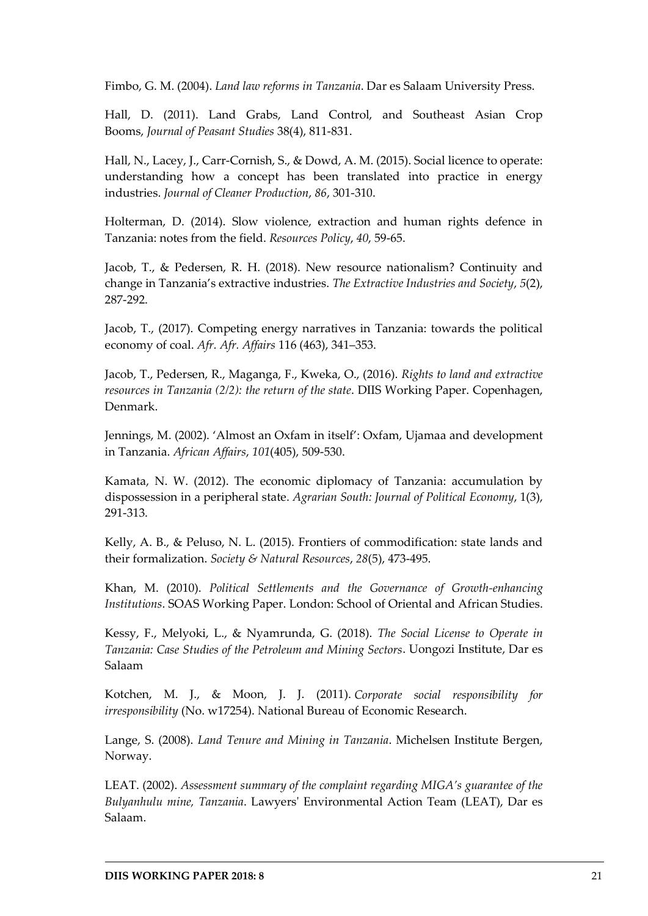Fimbo, G. M. (2004). *Land law reforms in Tanzania*. Dar es Salaam University Press.

Hall, D. (2011). Land Grabs, Land Control, and Southeast Asian Crop Booms, *Journal of Peasant Studies* 38(4), 811-831.

Hall, N., Lacey, J., Carr-Cornish, S., & Dowd, A. M. (2015). Social licence to operate: understanding how a concept has been translated into practice in energy industries. *Journal of Cleaner Production*, *86*, 301-310.

Holterman, D. (2014). Slow violence, extraction and human rights defence in Tanzania: notes from the field. *Resources Policy*, *40*, 59-65.

Jacob, T., & Pedersen, R. H. (2018). New resource nationalism? Continuity and change in Tanzania's extractive industries. *The Extractive Industries and Society*, *5*(2), 287-292.

Jacob, T., (2017). Competing energy narratives in Tanzania: towards the political economy of coal. *Afr. Afr. Affairs* 116 (463), 341–353.

Jacob, T., Pedersen, R., Maganga, F., Kweka, O., (2016). *Rights to land and extractive resources in Tanzania (2/2): the return of the state*. DIIS Working Paper. Copenhagen, Denmark.

Jennings, M. (2002). 'Almost an Oxfam in itself': Oxfam, Ujamaa and development in Tanzania. *African Affairs*, *101*(405), 509-530.

Kamata, N. W. (2012). The economic diplomacy of Tanzania: accumulation by dispossession in a peripheral state. *Agrarian South: Journal of Political Economy*, 1(3), 291-313.

Kelly, A. B., & Peluso, N. L. (2015). Frontiers of commodification: state lands and their formalization. *Society & Natural Resources*, *28*(5), 473-495.

Khan, M. (2010). *Political Settlements and the Governance of Growth-enhancing Institutions*. SOAS Working Paper. London: School of Oriental and African Studies.

Kessy, F., Melyoki, L., & Nyamrunda, G. (2018). *The Social License to Operate in Tanzania: Case Studies of the Petroleum and Mining Sectors*. Uongozi Institute, Dar es Salaam

Kotchen, M. J., & Moon, J. J. (2011). *Corporate social responsibility for irresponsibility* (No. w17254). National Bureau of Economic Research.

Lange, S. (2008). *Land Tenure and Mining in Tanzania*. Michelsen Institute Bergen, Norway.

LEAT. (2002). *Assessment summary of the complaint regarding MIGA's guarantee of the Bulyanhulu mine, Tanzania*. Lawyers' Environmental Action Team (LEAT), Dar es Salaam.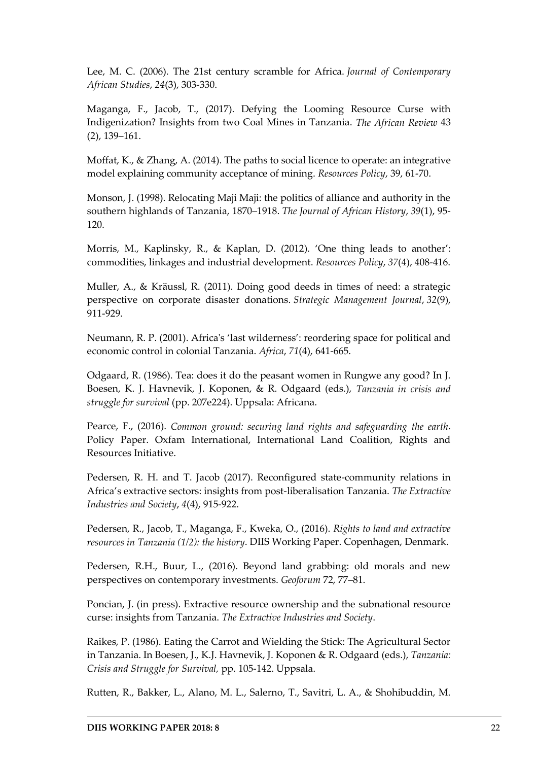Lee, M. C. (2006). The 21st century scramble for Africa. *Journal of Contemporary African Studies*, *24*(3), 303-330.

Maganga, F., Jacob, T., (2017). Defying the Looming Resource Curse with Indigenization? Insights from two Coal Mines in Tanzania. *The African Review* 43 (2), 139–161.

Moffat, K., & Zhang, A. (2014). The paths to social licence to operate: an integrative model explaining community acceptance of mining. *Resources Policy*, 39, 61-70.

Monson, J. (1998). Relocating Maji Maji: the politics of alliance and authority in the southern highlands of Tanzania, 1870–1918. *The Journal of African History*, *39*(1), 95-120.

Morris, M., Kaplinsky, R., & Kaplan, D. (2012). 'One thing leads to another': commodities, linkages and industrial development. *Resources Policy*, *37*(4), 408-416.

Muller, A., & Kräussl, R. (2011). Doing good deeds in times of need: a strategic perspective on corporate disaster donations. *Strategic Management Journal*, *32*(9), 911-929.

Neumann, R. P. (2001). Africa's 'last wilderness': reordering space for political and economic control in colonial Tanzania. *Africa*, *71*(4), 641-665.

Odgaard, R. (1986). Tea: does it do the peasant women in Rungwe any good? In J. Boesen, K. J. Havnevik, J. Koponen, & R. Odgaard (eds.), *Tanzania in crisis and struggle for survival* (pp. 207e224). Uppsala: Africana.

Pearce, F., (2016). *Common ground: securing land rights and safeguarding the earth*. Policy Paper. Oxfam International, International Land Coalition, Rights and Resources Initiative.

Pedersen, R. H. and T. Jacob (2017). Reconfigured state-community relations in Africa's extractive sectors: insights from post-liberalisation Tanzania. *The Extractive Industries and Society*, *4*(4), 915-922.

Pedersen, R., Jacob, T., Maganga, F., Kweka, O., (2016). *Rights to land and extractive resources in Tanzania (1/2): the history*. DIIS Working Paper. Copenhagen, Denmark.

Pedersen, R.H., Buur, L., (2016). Beyond land grabbing: old morals and new perspectives on contemporary investments. *Geoforum* 72, 77–81.

Poncian, J. (in press). Extractive resource ownership and the subnational resource curse: insights from Tanzania. *The Extractive Industries and Society*.

Raikes, P. (1986). Eating the Carrot and Wielding the Stick: The Agricultural Sector in Tanzania. In Boesen, J., K.J. Havnevik, J. Koponen & R. Odgaard (eds.), *Tanzania: Crisis and Struggle for Survival,* pp. 105-142. Uppsala.

Rutten, R., Bakker, L., Alano, M. L., Salerno, T., Savitri, L. A., & Shohibuddin, M.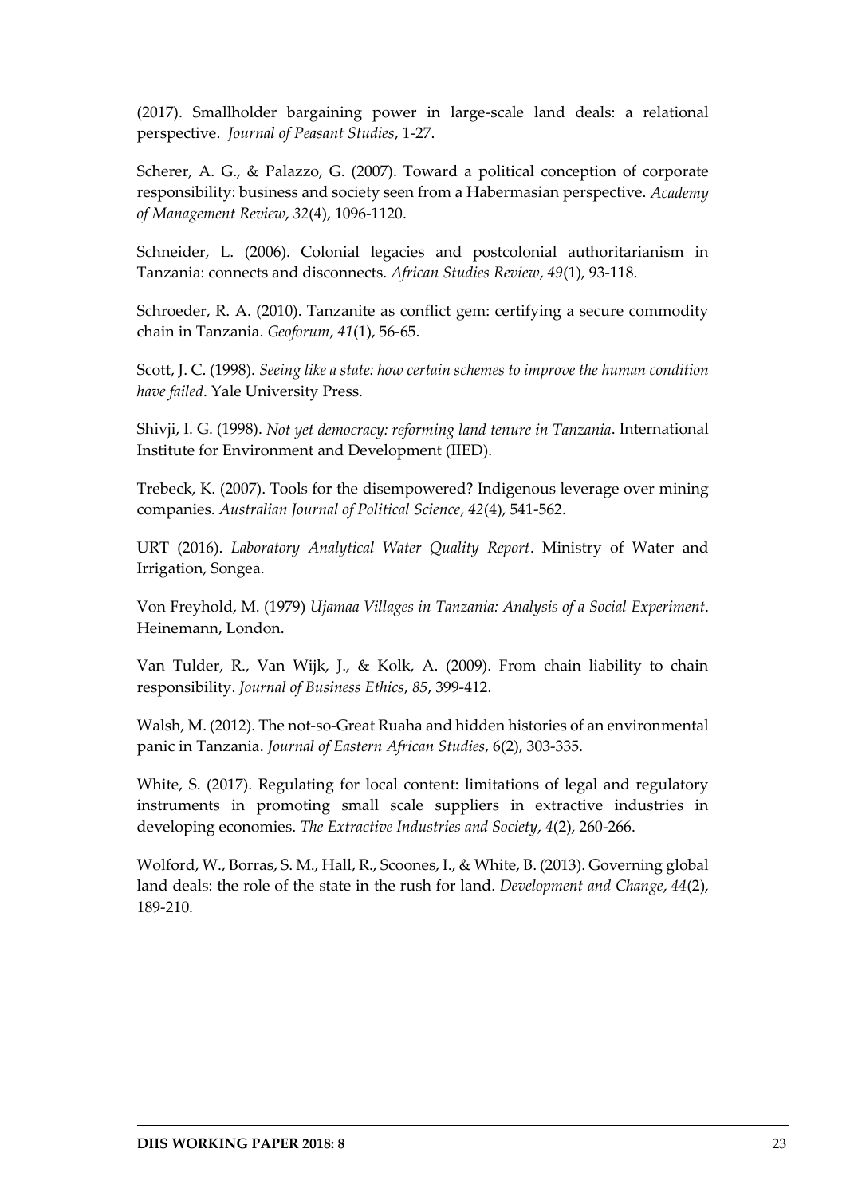(2017). Smallholder bargaining power in large-scale land deals: a relational perspective. *Journal of Peasant Studies*, 1-27.

Scherer, A. G., & Palazzo, G. (2007). Toward a political conception of corporate responsibility: business and society seen from a Habermasian perspective. *Academy of Management Review*, *32*(4), 1096-1120.

Schneider, L. (2006). Colonial legacies and postcolonial authoritarianism in Tanzania: connects and disconnects. *African Studies Review*, *49*(1), 93-118.

Schroeder, R. A. (2010). Tanzanite as conflict gem: certifying a secure commodity chain in Tanzania. *Geoforum*, *41*(1), 56-65.

Scott, J. C. (1998). *Seeing like a state: how certain schemes to improve the human condition have failed*. Yale University Press.

Shivji, I. G. (1998). *Not yet democracy: reforming land tenure in Tanzania*. International Institute for Environment and Development (IIED).

Trebeck, K. (2007). Tools for the disempowered? Indigenous leverage over mining companies. *Australian Journal of Political Science*, *42*(4), 541-562.

URT (2016). *Laboratory Analytical Water Quality Report*. Ministry of Water and Irrigation, Songea.

Von Freyhold, M. (1979) *Ujamaa Villages in Tanzania: Analysis of a Social Experiment*. Heinemann, London.

Van Tulder, R., Van Wijk, J., & Kolk, A. (2009). From chain liability to chain responsibility. *Journal of Business Ethics*, *85*, 399-412.

Walsh, M. (2012). The not-so-Great Ruaha and hidden histories of an environmental panic in Tanzania. *Journal of Eastern African Studies*, 6(2), 303-335.

White, S. (2017). Regulating for local content: limitations of legal and regulatory instruments in promoting small scale suppliers in extractive industries in developing economies. *The Extractive Industries and Society*, *4*(2), 260-266.

Wolford, W., Borras, S. M., Hall, R., Scoones, I., & White, B. (2013). Governing global land deals: the role of the state in the rush for land. *Development and Change*, *44*(2), 189-210.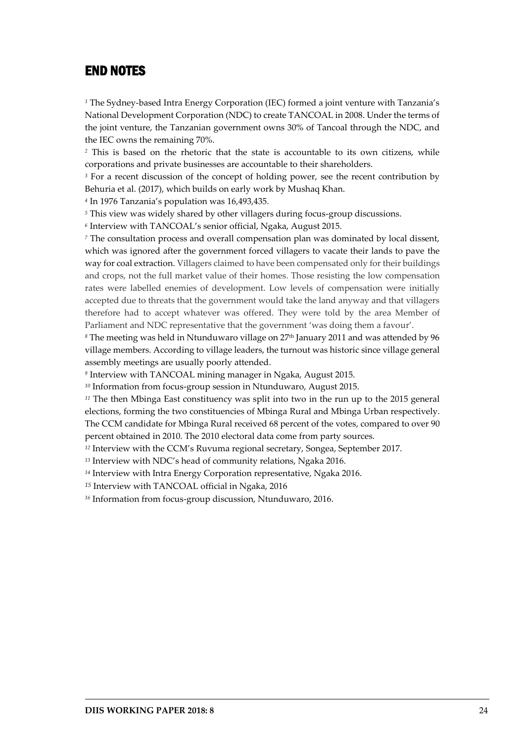## END NOTES

[1] The Sydney-based Intra Energy Corporation (IEC) formed a joint venture with Tanzania's National Development Corporation (NDC) to create TANCOAL in 2008. Under the terms of the joint venture, the Tanzanian government owns 30% of Tancoal through the NDC, and the IEC owns the remaining 70%.

[2] This is based on the rhetoric that the state is accountable to its own citizens, while corporations and private businesses are accountable to their shareholders.

[3] For a recent discussion of the concept of holding power, see the recent contribution by Behuria et al. (2017), which builds on early work by Mushaq Khan.

[4] In 1976 Tanzania's population was 16,493,435.

[5] This view was widely shared by other villagers during focus-group discussions.

[6] Interview with TANCOAL's senior official, Ngaka, August 2015.

[7] The consultation process and overall compensation plan was dominated by local dissent, which was ignored after the government forced villagers to vacate their lands to pave the way for coal extraction. Villagers claimed to have been compensated only for their buildings and crops, not the full market value of their homes. Those resisting the low compensation rates were labelled enemies of development. Low levels of compensation were initially accepted due to threats that the government would take the land anyway and that villagers therefore had to accept whatever was offered. They were told by the area Member of Parliament and NDC representative that the government 'was doing them a favour'.

[8] The meeting was held in Ntunduwaro village on 27th January 2011 and was attended by 96 village members. According to village leaders, the turnout was historic since village general assembly meetings are usually poorly attended.

[9] Interview with TANCOAL mining manager in Ngaka, August 2015.

[10] Information from focus-group session in Ntunduwaro, August 2015.

[11] The then Mbinga East constituency was split into two in the run up to the 2015 general elections, forming the two constituencies of Mbinga Rural and Mbinga Urban respectively. The CCM candidate for Mbinga Rural received 68 percent of the votes, compared to over 90 percent obtained in 2010. The 2010 electoral data come from party sources.

[12] Interview with the CCM's Ruvuma regional secretary, Songea, September 2017.

[13] Interview with NDC's head of community relations, Ngaka 2016.

[14] Interview with Intra Energy Corporation representative, Ngaka 2016.

[15] Interview with TANCOAL official in Ngaka, 2016

[16] Information from focus-group discussion, Ntunduwaro, 2016.